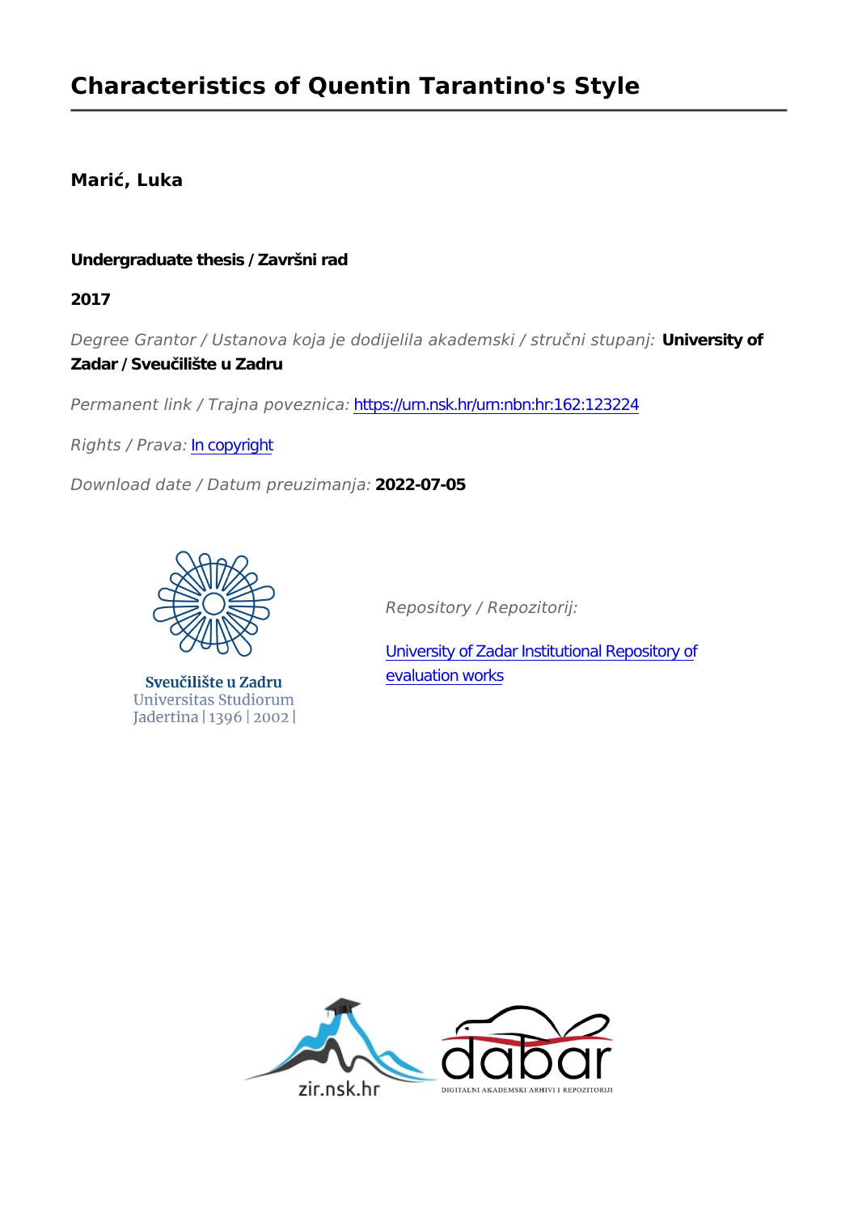# Characteristics of Quentin Tarantino's Style

**Marić, Luka**

**Undergraduate thesis / Završni rad**

**2017**

*Degree Grantor / Ustanova koja je dodijelila akademski / stručni stupanj:* **University of Zadar / Sveučilište u Zadru**

*Permanent link / Trajna poveznica:* https://urn.nsk.hr/urn:nbn:hr:162:123224

*Rights / Prava:* In copyright

*Download date / Datum preuzimanja:* **2022-07-05**

Sveučilište u Zadru
Universitas Studiorum
Jadertina | 1396 | 2002 |

*Repository / Repozitorij:*

University of Zadar Institutional Repository of evaluation works

zir.nsk.hr

dabar
DIGITALNI AKADEMSKI ARHIVI I REPOZITORIJI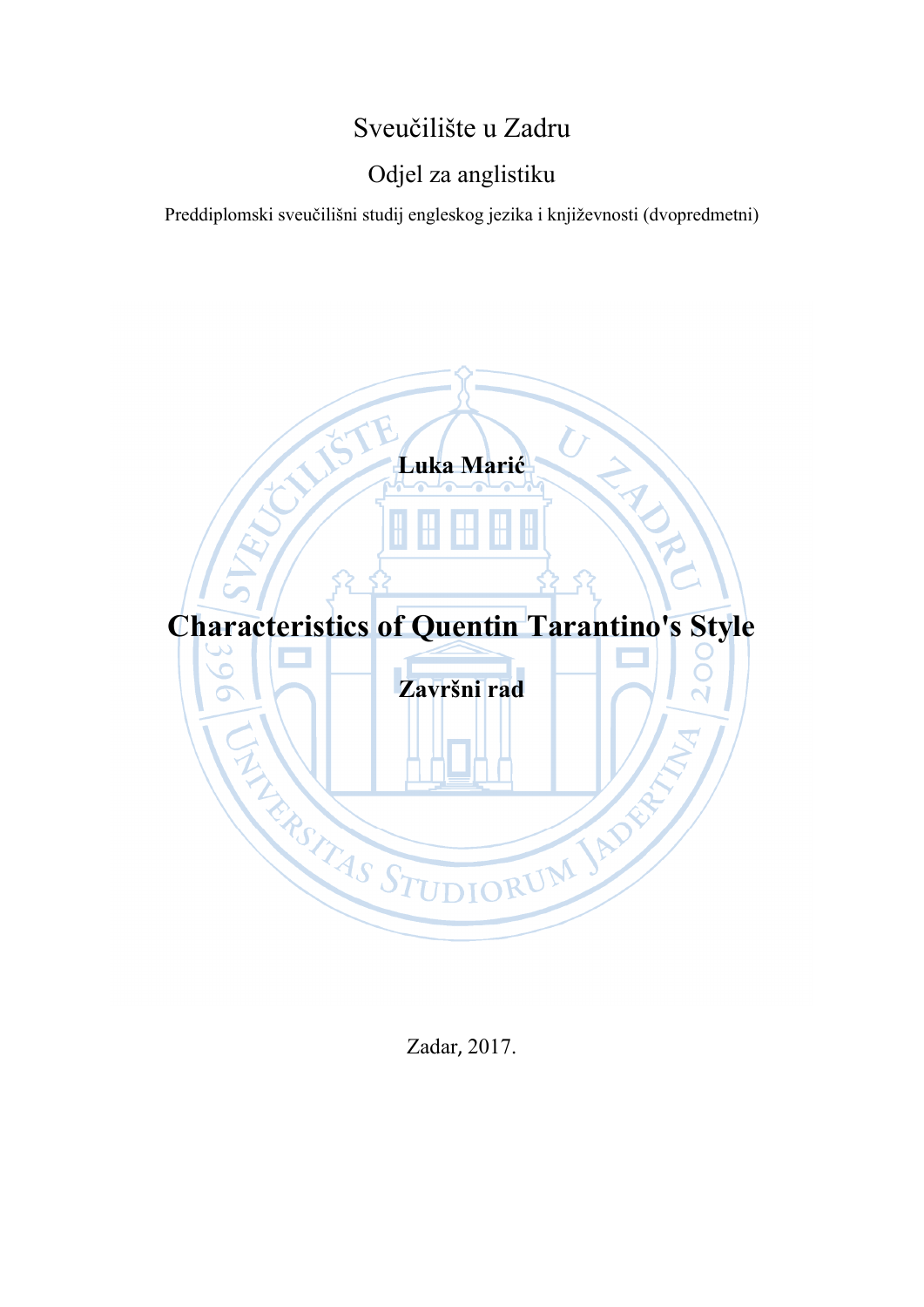Sveučilište u Zadru

Odjel za anglistiku

Preddiplomski sveučilišni studij engleskog jezika i književnosti (dvopredmetni)

**Luka Marić**

# Characteristics of Quentin Tarantino's Style

**Završni rad**

Zadar, 2017.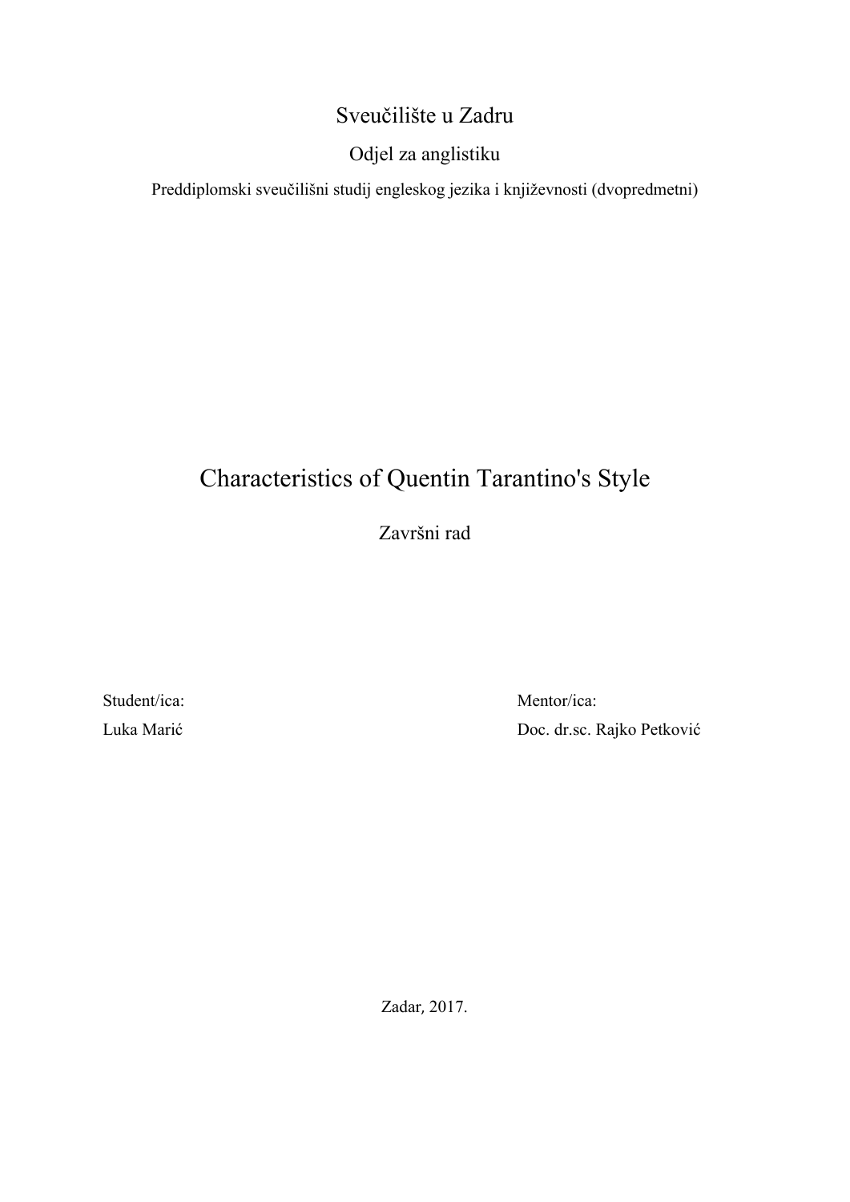Sveučilište u Zadru

Odjel za anglistiku

Preddiplomski sveučilišni studij engleskog jezika i književnosti (dvopredmetni)

# Characteristics of Quentin Tarantino's Style

Završni rad

Student/ica:
Luka Marić

Mentor/ica:
Doc. dr.sc. Rajko Petković

Zadar, 2017.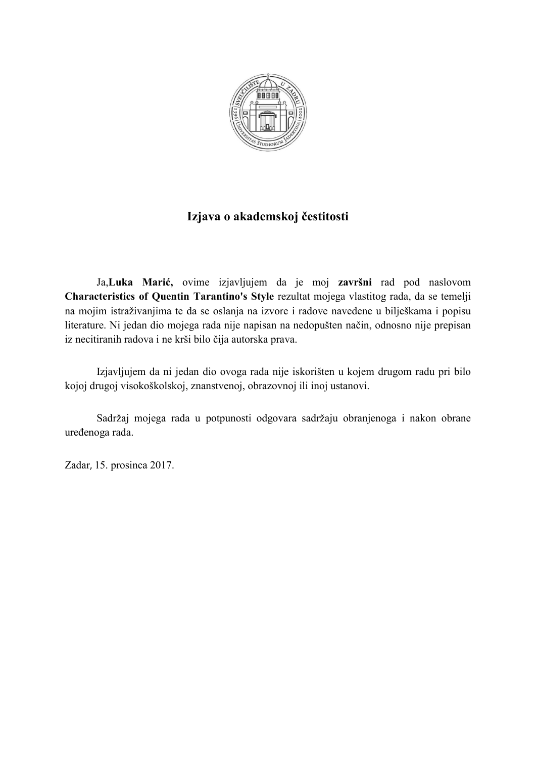# Izjava o akademskoj čestitosti

Ja,**Luka Marić,** ovime izjavljujem da je moj **završni** rad pod naslovom **Characteristics of Quentin Tarantino's Style** rezultat mojega vlastitog rada, da se temelji na mojim istraživanjima te da se oslanja na izvore i radove navedene u bilješkama i popisu literature. Ni jedan dio mojega rada nije napisan na nedopušten način, odnosno nije prepisan iz necitiranih radova i ne krši bilo čija autorska prava.

Izjavljujem da ni jedan dio ovoga rada nije iskorišten u kojem drugom radu pri bilo kojoj drugoj visokoškolskoj, znanstvenoj, obrazovnoj ili inoj ustanovi.

Sadržaj mojega rada u potpunosti odgovara sadržaju obranjenoga i nakon obrane uređenoga rada.

Zadar, 15. prosinca 2017.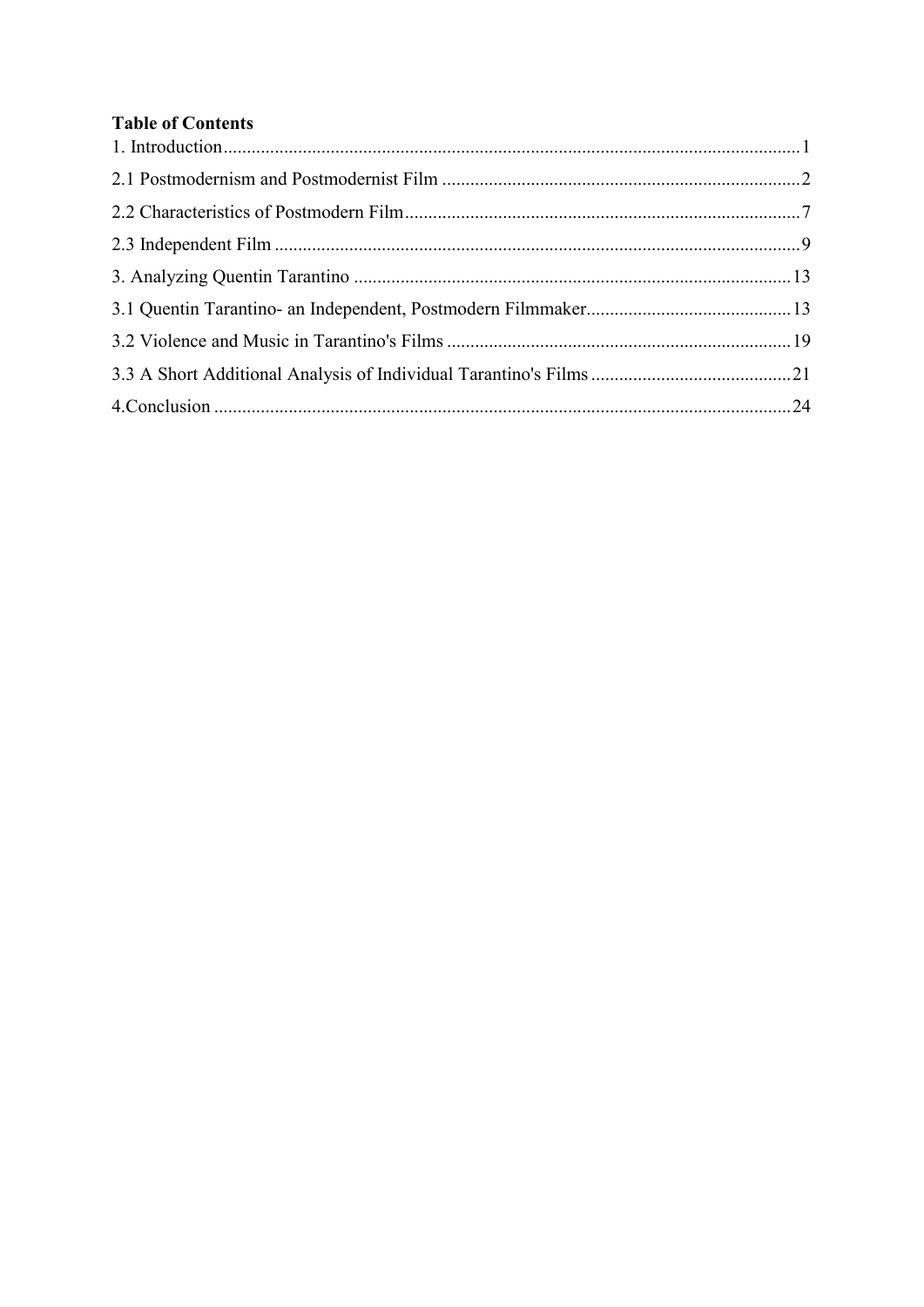**Table of Contents**

1. Introduction ........................................................................................................................... 1

2.1 Postmodernism and Postmodernist Film ............................................................................ 2

2.2 Characteristics of Postmodern Film ..................................................................................... 7

2.3 Independent Film ................................................................................................................ 9

3. Analyzing Quentin Tarantino ............................................................................................ 13

3.1 Quentin Tarantino- an Independent, Postmodern Filmmaker ........................................... 13

3.2 Violence and Music in Tarantino's Films .......................................................................... 19

3.3 A Short Additional Analysis of Individual Tarantino's Films .......................................... 21

4.Conclusion ........................................................................................................................... 24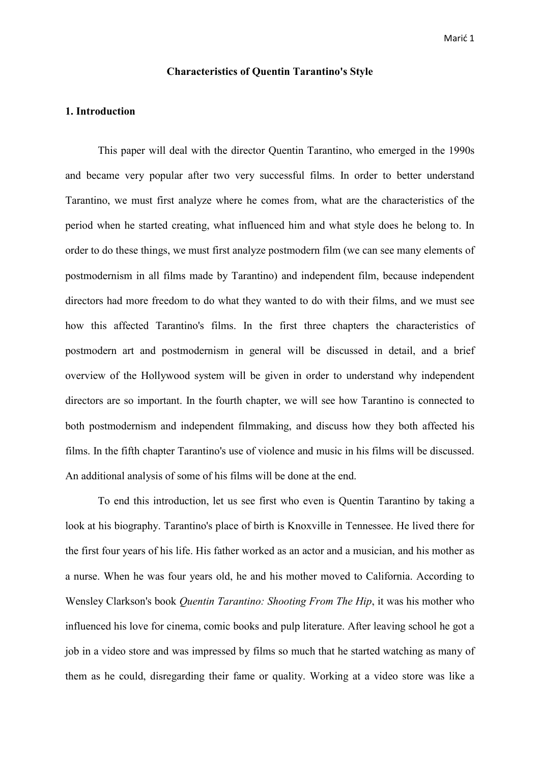## Characteristics of Quentin Tarantino's Style

### 1. Introduction

This paper will deal with the director Quentin Tarantino, who emerged in the 1990s and became very popular after two very successful films. In order to better understand Tarantino, we must first analyze where he comes from, what are the characteristics of the period when he started creating, what influenced him and what style does he belong to. In order to do these things, we must first analyze postmodern film (we can see many elements of postmodernism in all films made by Tarantino) and independent film, because independent directors had more freedom to do what they wanted to do with their films, and we must see how this affected Tarantino's films. In the first three chapters the characteristics of postmodern art and postmodernism in general will be discussed in detail, and a brief overview of the Hollywood system will be given in order to understand why independent directors are so important. In the fourth chapter, we will see how Tarantino is connected to both postmodernism and independent filmmaking, and discuss how they both affected his films. In the fifth chapter Tarantino's use of violence and music in his films will be discussed. An additional analysis of some of his films will be done at the end.

To end this introduction, let us see first who even is Quentin Tarantino by taking a look at his biography. Tarantino's place of birth is Knoxville in Tennessee. He lived there for the first four years of his life. His father worked as an actor and a musician, and his mother as a nurse. When he was four years old, he and his mother moved to California. According to Wensley Clarkson's book *Quentin Tarantino: Shooting From The Hip*, it was his mother who influenced his love for cinema, comic books and pulp literature. After leaving school he got a job in a video store and was impressed by films so much that he started watching as many of them as he could, disregarding their fame or quality. Working at a video store was like a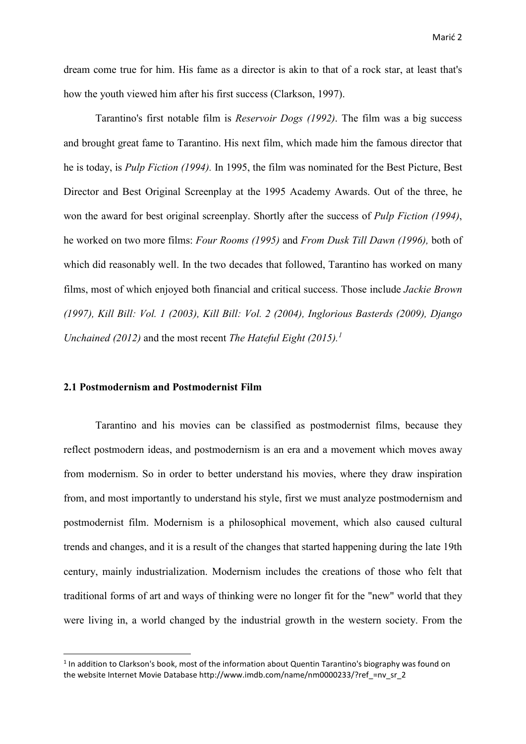dream come true for him. His fame as a director is akin to that of a rock star, at least that's how the youth viewed him after his first success (Clarkson, 1997).

Tarantino's first notable film is *Reservoir Dogs (1992)*. The film was a big success and brought great fame to Tarantino. His next film, which made him the famous director that he is today, is *Pulp Fiction (1994).* In 1995, the film was nominated for the Best Picture, Best Director and Best Original Screenplay at the 1995 Academy Awards. Out of the three, he won the award for best original screenplay. Shortly after the success of *Pulp Fiction (1994)*, he worked on two more films: *Four Rooms (1995)* and *From Dusk Till Dawn (1996),* both of which did reasonably well. In the two decades that followed, Tarantino has worked on many films, most of which enjoyed both financial and critical success. Those include *Jackie Brown (1997), Kill Bill: Vol. 1 (2003), Kill Bill: Vol. 2 (2004), Inglorious Basterds (2009), Django Unchained (2012)* and the most recent *The Hateful Eight (2015).*[1]

### 2.1 Postmodernism and Postmodernist Film

Tarantino and his movies can be classified as postmodernist films, because they reflect postmodern ideas, and postmodernism is an era and a movement which moves away from modernism. So in order to better understand his movies, where they draw inspiration from, and most importantly to understand his style, first we must analyze postmodernism and postmodernist film. Modernism is a philosophical movement, which also caused cultural trends and changes, and it is a result of the changes that started happening during the late 19th century, mainly industrialization. Modernism includes the creations of those who felt that traditional forms of art and ways of thinking were no longer fit for the "new" world that they were living in, a world changed by the industrial growth in the western society. From the

---

[1] In addition to Clarkson's book, most of the information about Quentin Tarantino's biography was found on the website Internet Movie Database http://www.imdb.com/name/nm0000233/?ref_=nv_sr_2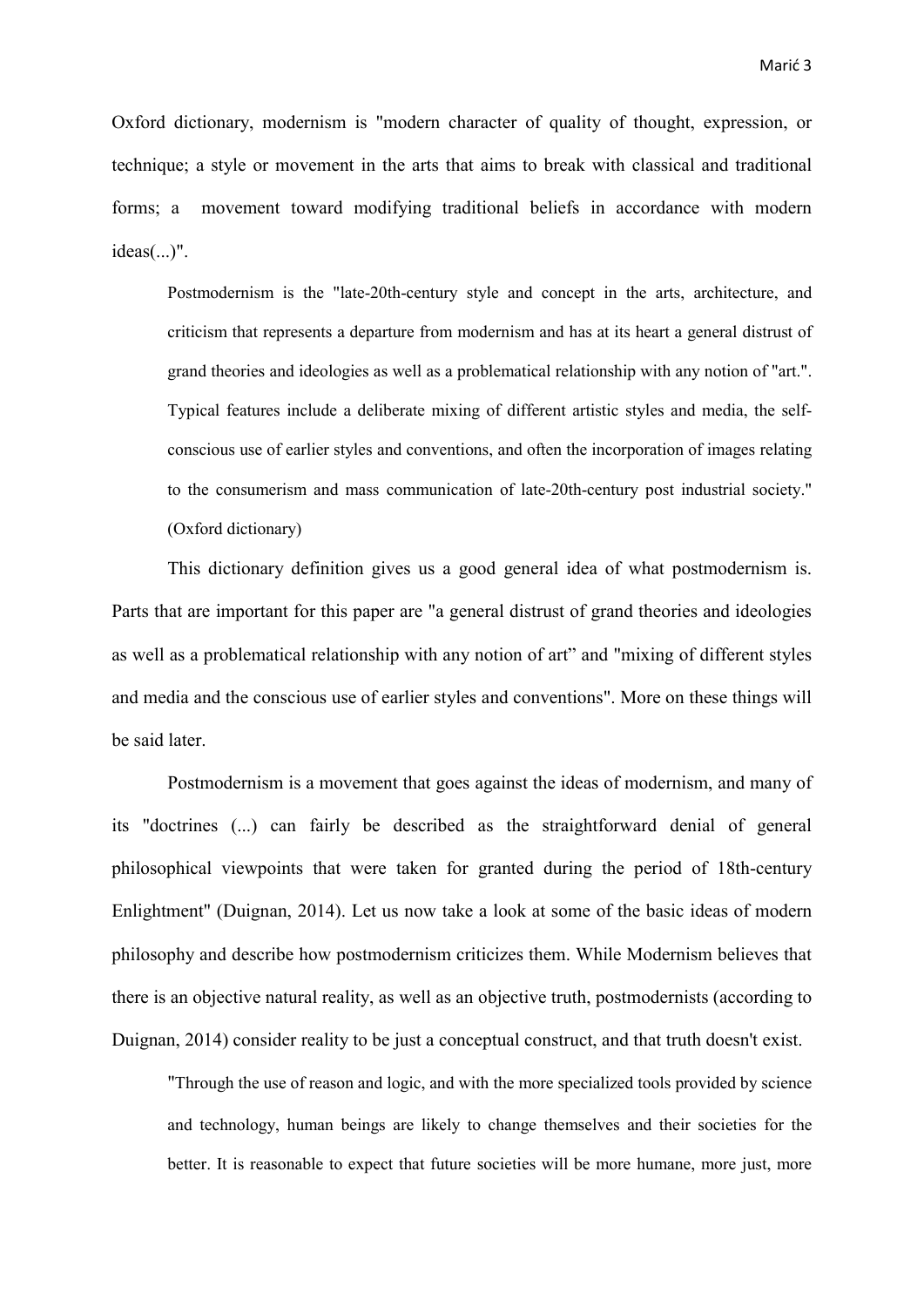Oxford dictionary, modernism is "modern character of quality of thought, expression, or technique; a style or movement in the arts that aims to break with classical and traditional forms; a movement toward modifying traditional beliefs in accordance with modern ideas(...)".

> Postmodernism is the "late-20th-century style and concept in the arts, architecture, and criticism that represents a departure from modernism and has at its heart a general distrust of grand theories and ideologies as well as a problematical relationship with any notion of "art.". Typical features include a deliberate mixing of different artistic styles and media, the self-conscious use of earlier styles and conventions, and often the incorporation of images relating to the consumerism and mass communication of late-20th-century post industrial society." (Oxford dictionary)

This dictionary definition gives us a good general idea of what postmodernism is. Parts that are important for this paper are "a general distrust of grand theories and ideologies as well as a problematical relationship with any notion of art" and "mixing of different styles and media and the conscious use of earlier styles and conventions". More on these things will be said later.

Postmodernism is a movement that goes against the ideas of modernism, and many of its "doctrines (...) can fairly be described as the straightforward denial of general philosophical viewpoints that were taken for granted during the period of 18th-century Enlightment" (Duignan, 2014). Let us now take a look at some of the basic ideas of modern philosophy and describe how postmodernism criticizes them. While Modernism believes that there is an objective natural reality, as well as an objective truth, postmodernists (according to Duignan, 2014) consider reality to be just a conceptual construct, and that truth doesn't exist.

> "Through the use of reason and logic, and with the more specialized tools provided by science and technology, human beings are likely to change themselves and their societies for the better. It is reasonable to expect that future societies will be more humane, more just, more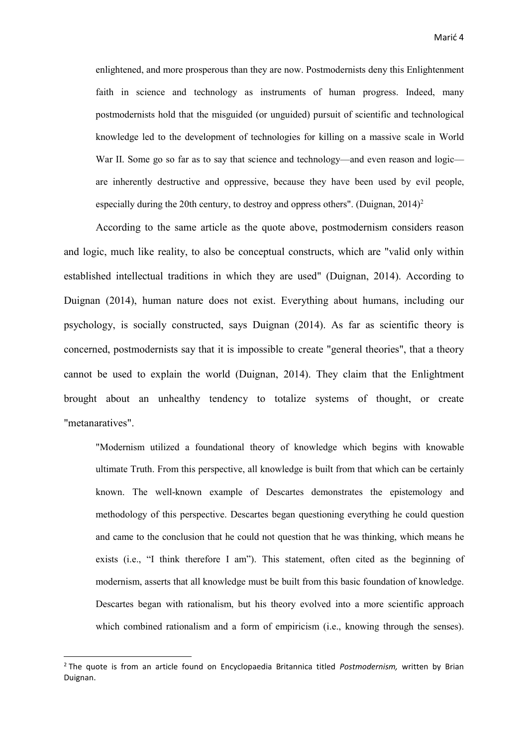> enlightened, and more prosperous than they are now. Postmodernists deny this Enlightenment faith in science and technology as instruments of human progress. Indeed, many postmodernists hold that the misguided (or unguided) pursuit of scientific and technological knowledge led to the development of technologies for killing on a massive scale in World War II. Some go so far as to say that science and technology—and even reason and logic—are inherently destructive and oppressive, because they have been used by evil people, especially during the 20th century, to destroy and oppress others". (Duignan, 2014)[2]

According to the same article as the quote above, postmodernism considers reason and logic, much like reality, to also be conceptual constructs, which are "valid only within established intellectual traditions in which they are used" (Duignan, 2014). According to Duignan (2014), human nature does not exist. Everything about humans, including our psychology, is socially constructed, says Duignan (2014). As far as scientific theory is concerned, postmodernists say that it is impossible to create "general theories", that a theory cannot be used to explain the world (Duignan, 2014). They claim that the Enlightment brought about an unhealthy tendency to totalize systems of thought, or create "metanaratives".

> "Modernism utilized a foundational theory of knowledge which begins with knowable ultimate Truth. From this perspective, all knowledge is built from that which can be certainly known. The well-known example of Descartes demonstrates the epistemology and methodology of this perspective. Descartes began questioning everything he could question and came to the conclusion that he could not question that he was thinking, which means he exists (i.e., "I think therefore I am"). This statement, often cited as the beginning of modernism, asserts that all knowledge must be built from this basic foundation of knowledge. Descartes began with rationalism, but his theory evolved into a more scientific approach which combined rationalism and a form of empiricism (i.e., knowing through the senses).

[2] The quote is from an article found on Encyclopaedia Britannica titled *Postmodernism,* written by Brian Duignan.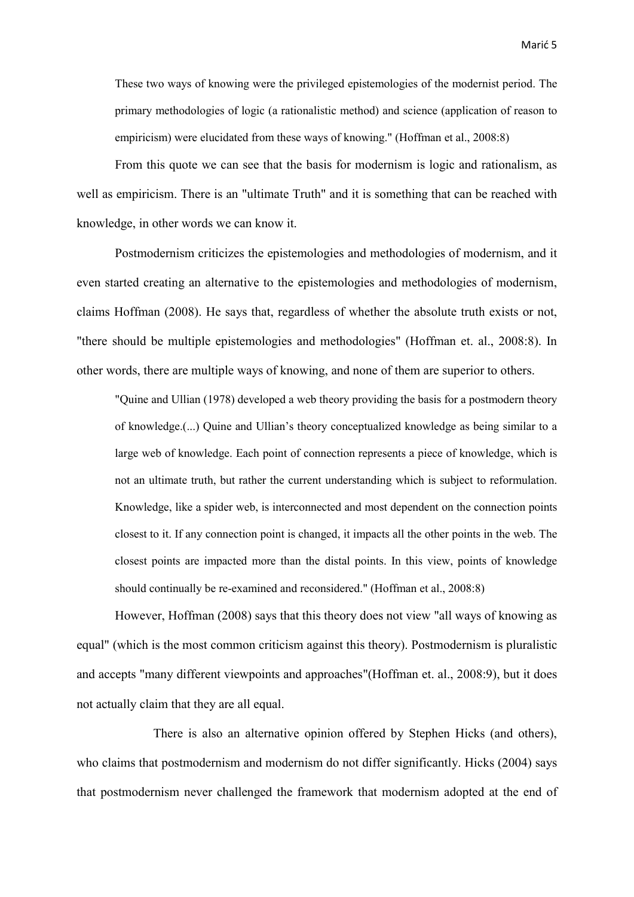> These two ways of knowing were the privileged epistemologies of the modernist period. The primary methodologies of logic (a rationalistic method) and science (application of reason to empiricism) were elucidated from these ways of knowing." (Hoffman et al., 2008:8)

From this quote we can see that the basis for modernism is logic and rationalism, as well as empiricism. There is an "ultimate Truth" and it is something that can be reached with knowledge, in other words we can know it.

Postmodernism criticizes the epistemologies and methodologies of modernism, and it even started creating an alternative to the epistemologies and methodologies of modernism, claims Hoffman (2008). He says that, regardless of whether the absolute truth exists or not, "there should be multiple epistemologies and methodologies" (Hoffman et. al., 2008:8). In other words, there are multiple ways of knowing, and none of them are superior to others.

> "Quine and Ullian (1978) developed a web theory providing the basis for a postmodern theory of knowledge.(...) Quine and Ullian's theory conceptualized knowledge as being similar to a large web of knowledge. Each point of connection represents a piece of knowledge, which is not an ultimate truth, but rather the current understanding which is subject to reformulation. Knowledge, like a spider web, is interconnected and most dependent on the connection points closest to it. If any connection point is changed, it impacts all the other points in the web. The closest points are impacted more than the distal points. In this view, points of knowledge should continually be re-examined and reconsidered." (Hoffman et al., 2008:8)

However, Hoffman (2008) says that this theory does not view "all ways of knowing as equal" (which is the most common criticism against this theory). Postmodernism is pluralistic and accepts "many different viewpoints and approaches"(Hoffman et. al., 2008:9), but it does not actually claim that they are all equal.

There is also an alternative opinion offered by Stephen Hicks (and others), who claims that postmodernism and modernism do not differ significantly. Hicks (2004) says that postmodernism never challenged the framework that modernism adopted at the end of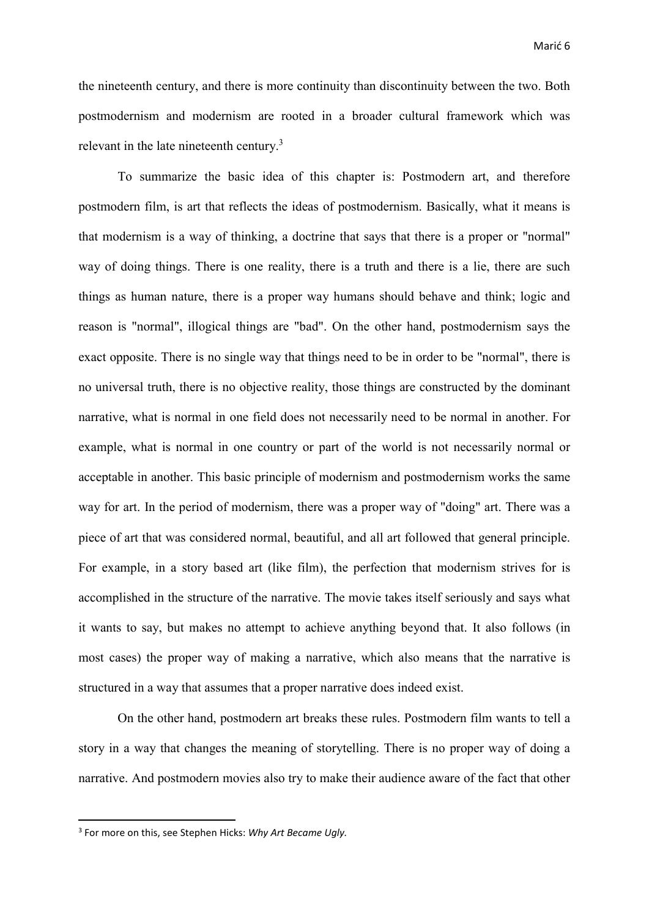the nineteenth century, and there is more continuity than discontinuity between the two. Both postmodernism and modernism are rooted in a broader cultural framework which was relevant in the late nineteenth century.[3]

To summarize the basic idea of this chapter is: Postmodern art, and therefore postmodern film, is art that reflects the ideas of postmodernism. Basically, what it means is that modernism is a way of thinking, a doctrine that says that there is a proper or "normal" way of doing things. There is one reality, there is a truth and there is a lie, there are such things as human nature, there is a proper way humans should behave and think; logic and reason is "normal", illogical things are "bad". On the other hand, postmodernism says the exact opposite. There is no single way that things need to be in order to be "normal", there is no universal truth, there is no objective reality, those things are constructed by the dominant narrative, what is normal in one field does not necessarily need to be normal in another. For example, what is normal in one country or part of the world is not necessarily normal or acceptable in another. This basic principle of modernism and postmodernism works the same way for art. In the period of modernism, there was a proper way of "doing" art. There was a piece of art that was considered normal, beautiful, and all art followed that general principle. For example, in a story based art (like film), the perfection that modernism strives for is accomplished in the structure of the narrative. The movie takes itself seriously and says what it wants to say, but makes no attempt to achieve anything beyond that. It also follows (in most cases) the proper way of making a narrative, which also means that the narrative is structured in a way that assumes that a proper narrative does indeed exist.

On the other hand, postmodern art breaks these rules. Postmodern film wants to tell a story in a way that changes the meaning of storytelling. There is no proper way of doing a narrative. And postmodern movies also try to make their audience aware of the fact that other

---

[3] For more on this, see Stephen Hicks: *Why Art Became Ugly.*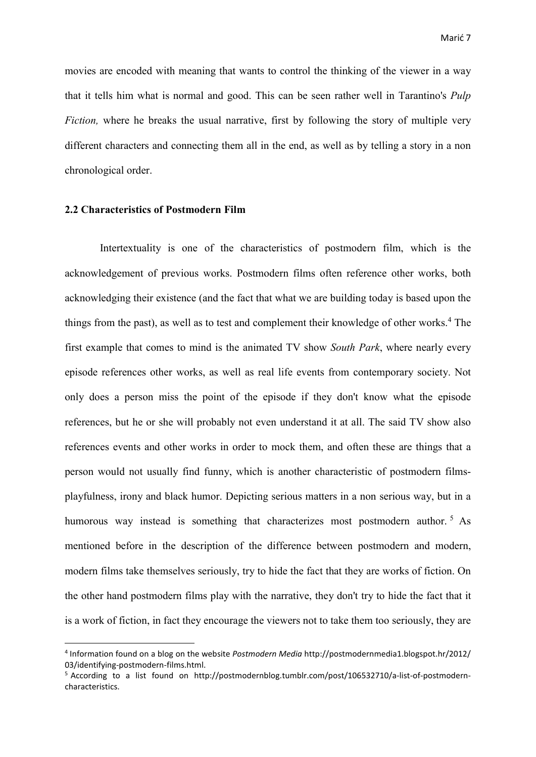movies are encoded with meaning that wants to control the thinking of the viewer in a way that it tells him what is normal and good. This can be seen rather well in Tarantino's *Pulp Fiction,* where he breaks the usual narrative, first by following the story of multiple very different characters and connecting them all in the end, as well as by telling a story in a non chronological order.

### 2.2 Characteristics of Postmodern Film

Intertextuality is one of the characteristics of postmodern film, which is the acknowledgement of previous works. Postmodern films often reference other works, both acknowledging their existence (and the fact that what we are building today is based upon the things from the past), as well as to test and complement their knowledge of other works.[4] The first example that comes to mind is the animated TV show *South Park*, where nearly every episode references other works, as well as real life events from contemporary society. Not only does a person miss the point of the episode if they don't know what the episode references, but he or she will probably not even understand it at all. The said TV show also references events and other works in order to mock them, and often these are things that a person would not usually find funny, which is another characteristic of postmodern films- playfulness, irony and black humor. Depicting serious matters in a non serious way, but in a humorous way instead is something that characterizes most postmodern author.[5] As mentioned before in the description of the difference between postmodern and modern, modern films take themselves seriously, try to hide the fact that they are works of fiction. On the other hand postmodern films play with the narrative, they don't try to hide the fact that it is a work of fiction, in fact they encourage the viewers not to take them too seriously, they are

---

[4] Information found on a blog on the website *Postmodern Media* http://postmodernmedia1.blogspot.hr/2012/03/identifying-postmodern-films.html.

[5] According to a list found on http://postmodernblog.tumblr.com/post/106532710/a-list-of-postmodern-characteristics.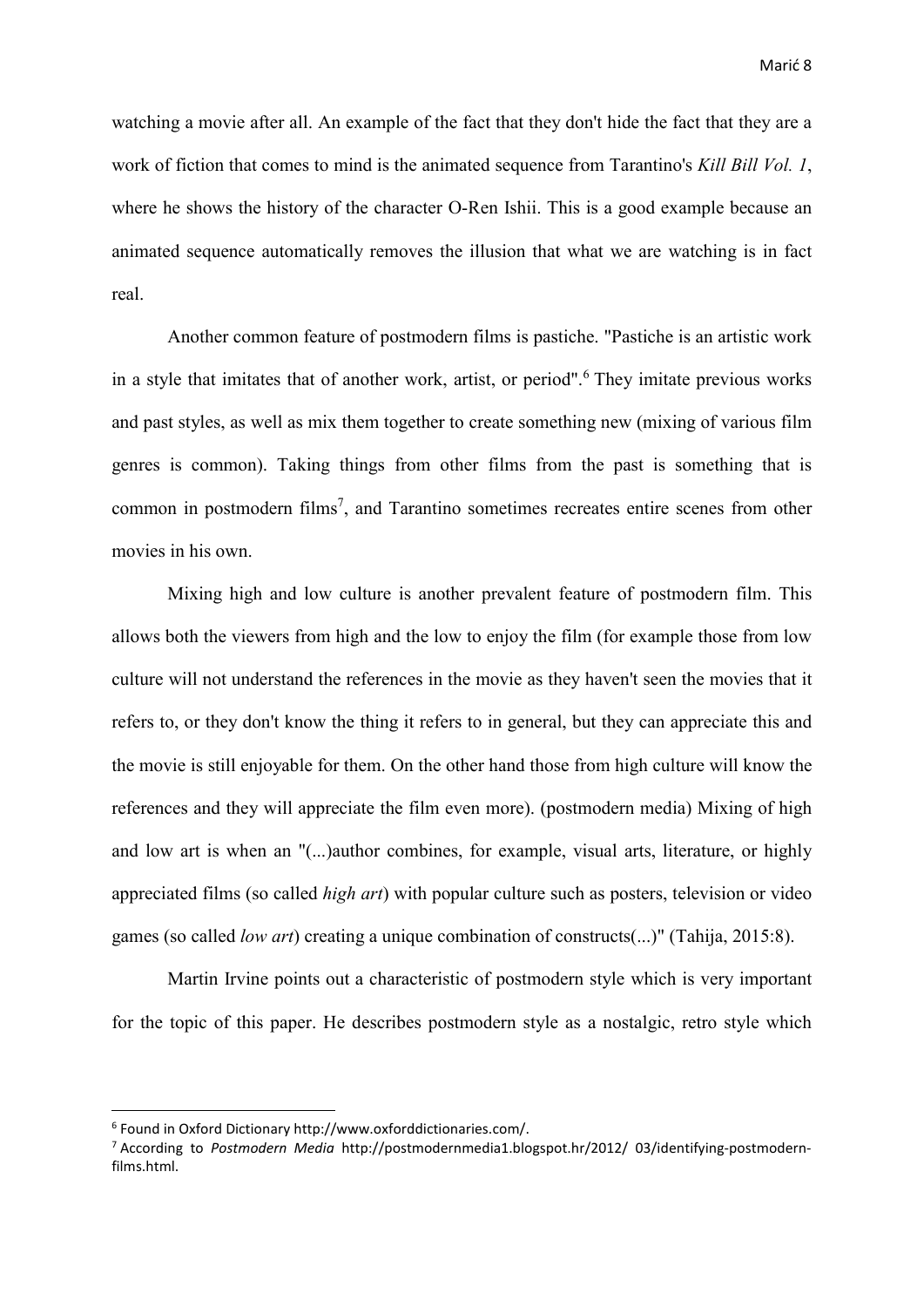watching a movie after all. An example of the fact that they don't hide the fact that they are a work of fiction that comes to mind is the animated sequence from Tarantino's *Kill Bill Vol. 1*, where he shows the history of the character O-Ren Ishii. This is a good example because an animated sequence automatically removes the illusion that what we are watching is in fact real.

Another common feature of postmodern films is pastiche. "Pastiche is an artistic work in a style that imitates that of another work, artist, or period".[6] They imitate previous works and past styles, as well as mix them together to create something new (mixing of various film genres is common). Taking things from other films from the past is something that is common in postmodern films[7], and Tarantino sometimes recreates entire scenes from other movies in his own.

Mixing high and low culture is another prevalent feature of postmodern film. This allows both the viewers from high and the low to enjoy the film (for example those from low culture will not understand the references in the movie as they haven't seen the movies that it refers to, or they don't know the thing it refers to in general, but they can appreciate this and the movie is still enjoyable for them. On the other hand those from high culture will know the references and they will appreciate the film even more). (postmodern media) Mixing of high and low art is when an "(...)author combines, for example, visual arts, literature, or highly appreciated films (so called *high art*) with popular culture such as posters, television or video games (so called *low art*) creating a unique combination of constructs(...)" (Tahija, 2015:8).

Martin Irvine points out a characteristic of postmodern style which is very important for the topic of this paper. He describes postmodern style as a nostalgic, retro style which

---

[6] Found in Oxford Dictionary http://www.oxforddictionaries.com/.

[7] According to *Postmodern Media* http://postmodernmedia1.blogspot.hr/2012/ 03/identifying-postmodern-films.html.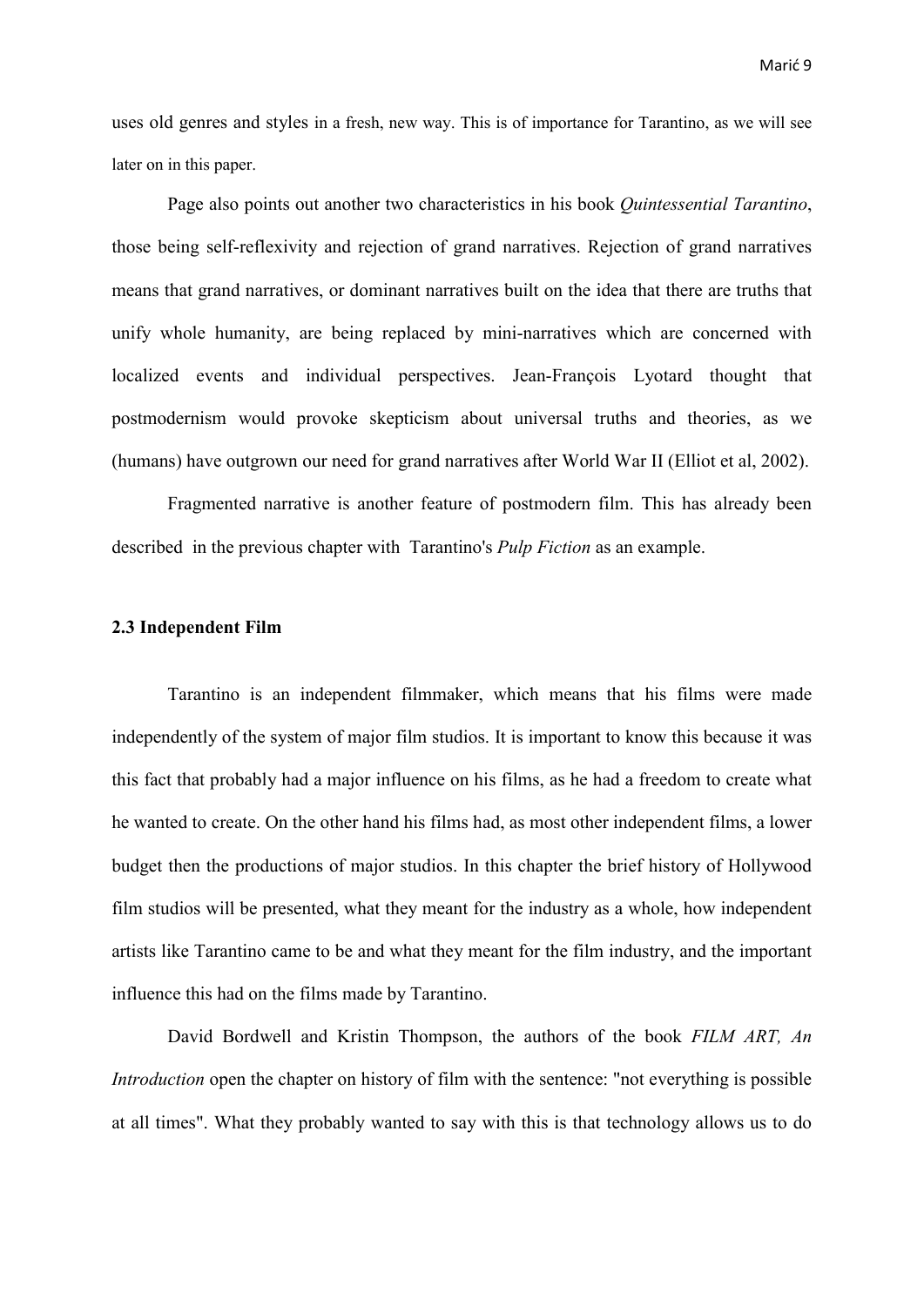uses old genres and styles in a fresh, new way. This is of importance for Tarantino, as we will see later on in this paper.

Page also points out another two characteristics in his book *Quintessential Tarantino*, those being self-reflexivity and rejection of grand narratives. Rejection of grand narratives means that grand narratives, or dominant narratives built on the idea that there are truths that unify whole humanity, are being replaced by mini-narratives which are concerned with localized events and individual perspectives. Jean-François Lyotard thought that postmodernism would provoke skepticism about universal truths and theories, as we (humans) have outgrown our need for grand narratives after World War II (Elliot et al, 2002).

Fragmented narrative is another feature of postmodern film. This has already been described in the previous chapter with Tarantino's *Pulp Fiction* as an example.

### 2.3 Independent Film

Tarantino is an independent filmmaker, which means that his films were made independently of the system of major film studios. It is important to know this because it was this fact that probably had a major influence on his films, as he had a freedom to create what he wanted to create. On the other hand his films had, as most other independent films, a lower budget then the productions of major studios. In this chapter the brief history of Hollywood film studios will be presented, what they meant for the industry as a whole, how independent artists like Tarantino came to be and what they meant for the film industry, and the important influence this had on the films made by Tarantino.

David Bordwell and Kristin Thompson, the authors of the book *FILM ART, An Introduction* open the chapter on history of film with the sentence: "not everything is possible at all times". What they probably wanted to say with this is that technology allows us to do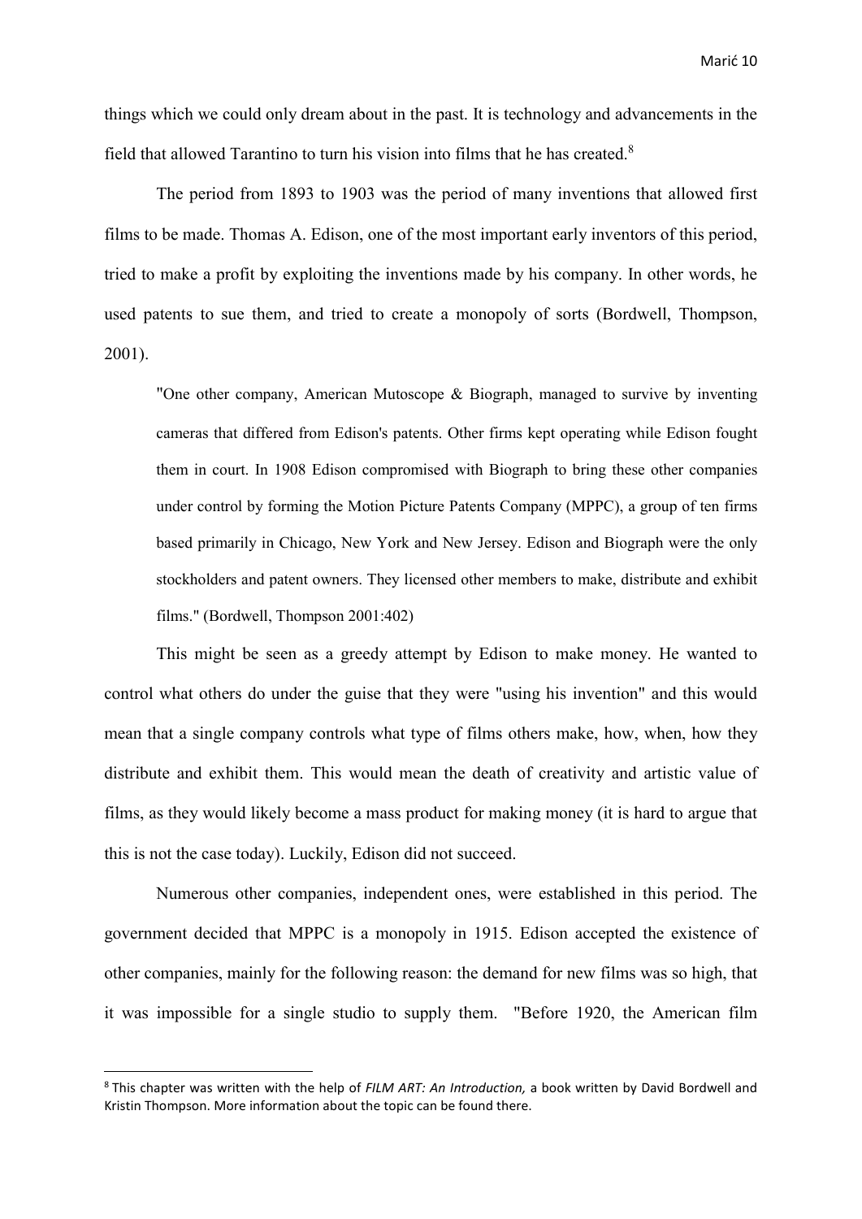things which we could only dream about in the past. It is technology and advancements in the field that allowed Tarantino to turn his vision into films that he has created.[8]

The period from 1893 to 1903 was the period of many inventions that allowed first films to be made. Thomas A. Edison, one of the most important early inventors of this period, tried to make a profit by exploiting the inventions made by his company. In other words, he used patents to sue them, and tried to create a monopoly of sorts (Bordwell, Thompson, 2001).

> "One other company, American Mutoscope & Biograph, managed to survive by inventing cameras that differed from Edison's patents. Other firms kept operating while Edison fought them in court. In 1908 Edison compromised with Biograph to bring these other companies under control by forming the Motion Picture Patents Company (MPPC), a group of ten firms based primarily in Chicago, New York and New Jersey. Edison and Biograph were the only stockholders and patent owners. They licensed other members to make, distribute and exhibit films." (Bordwell, Thompson 2001:402)

This might be seen as a greedy attempt by Edison to make money. He wanted to control what others do under the guise that they were "using his invention" and this would mean that a single company controls what type of films others make, how, when, how they distribute and exhibit them. This would mean the death of creativity and artistic value of films, as they would likely become a mass product for making money (it is hard to argue that this is not the case today). Luckily, Edison did not succeed.

Numerous other companies, independent ones, were established in this period. The government decided that MPPC is a monopoly in 1915. Edison accepted the existence of other companies, mainly for the following reason: the demand for new films was so high, that it was impossible for a single studio to supply them. "Before 1920, the American film

---

[8] This chapter was written with the help of *FILM ART: An Introduction,* a book written by David Bordwell and Kristin Thompson. More information about the topic can be found there.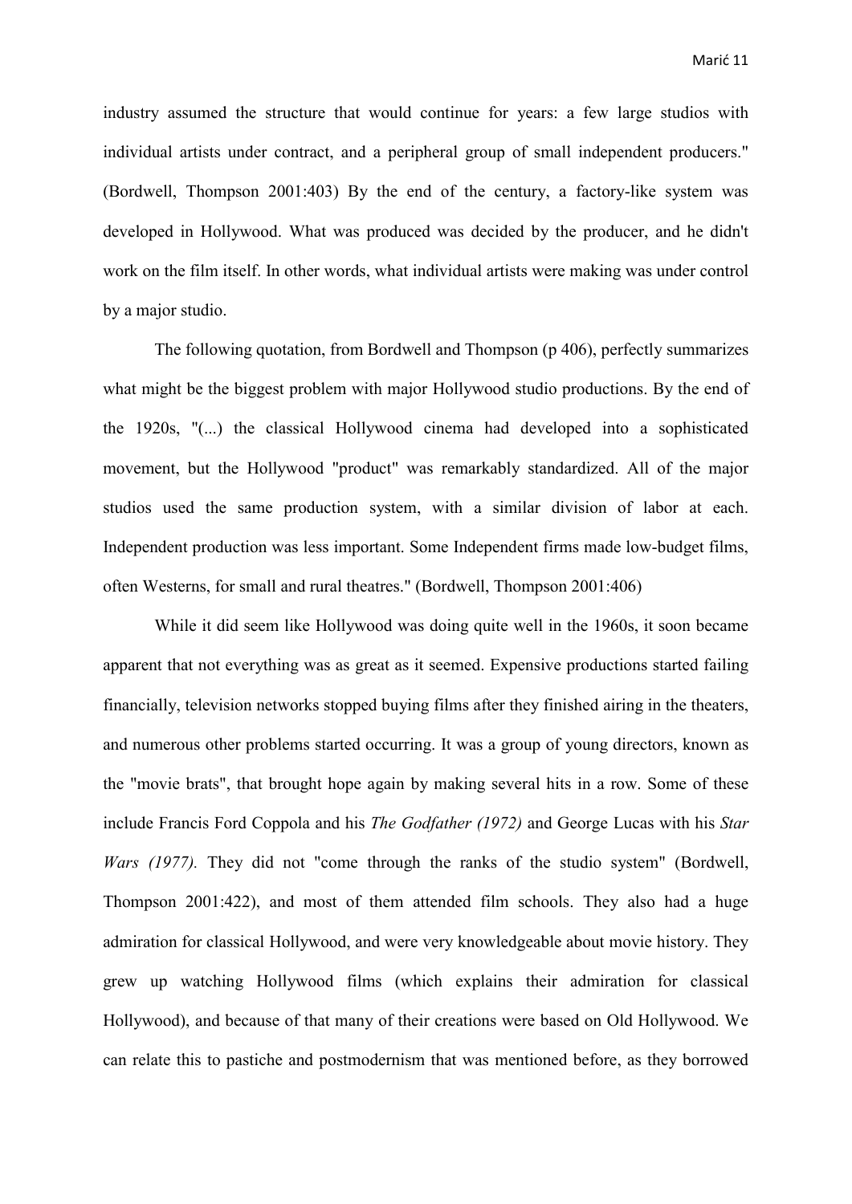industry assumed the structure that would continue for years: a few large studios with individual artists under contract, and a peripheral group of small independent producers." (Bordwell, Thompson 2001:403) By the end of the century, a factory-like system was developed in Hollywood. What was produced was decided by the producer, and he didn't work on the film itself. In other words, what individual artists were making was under control by a major studio.

The following quotation, from Bordwell and Thompson (p 406), perfectly summarizes what might be the biggest problem with major Hollywood studio productions. By the end of the 1920s, "(...) the classical Hollywood cinema had developed into a sophisticated movement, but the Hollywood "product" was remarkably standardized. All of the major studios used the same production system, with a similar division of labor at each. Independent production was less important. Some Independent firms made low-budget films, often Westerns, for small and rural theatres." (Bordwell, Thompson 2001:406)

While it did seem like Hollywood was doing quite well in the 1960s, it soon became apparent that not everything was as great as it seemed. Expensive productions started failing financially, television networks stopped buying films after they finished airing in the theaters, and numerous other problems started occurring. It was a group of young directors, known as the "movie brats", that brought hope again by making several hits in a row. Some of these include Francis Ford Coppola and his *The Godfather (1972)* and George Lucas with his *Star Wars (1977).* They did not "come through the ranks of the studio system" (Bordwell, Thompson 2001:422), and most of them attended film schools. They also had a huge admiration for classical Hollywood, and were very knowledgeable about movie history. They grew up watching Hollywood films (which explains their admiration for classical Hollywood), and because of that many of their creations were based on Old Hollywood. We can relate this to pastiche and postmodernism that was mentioned before, as they borrowed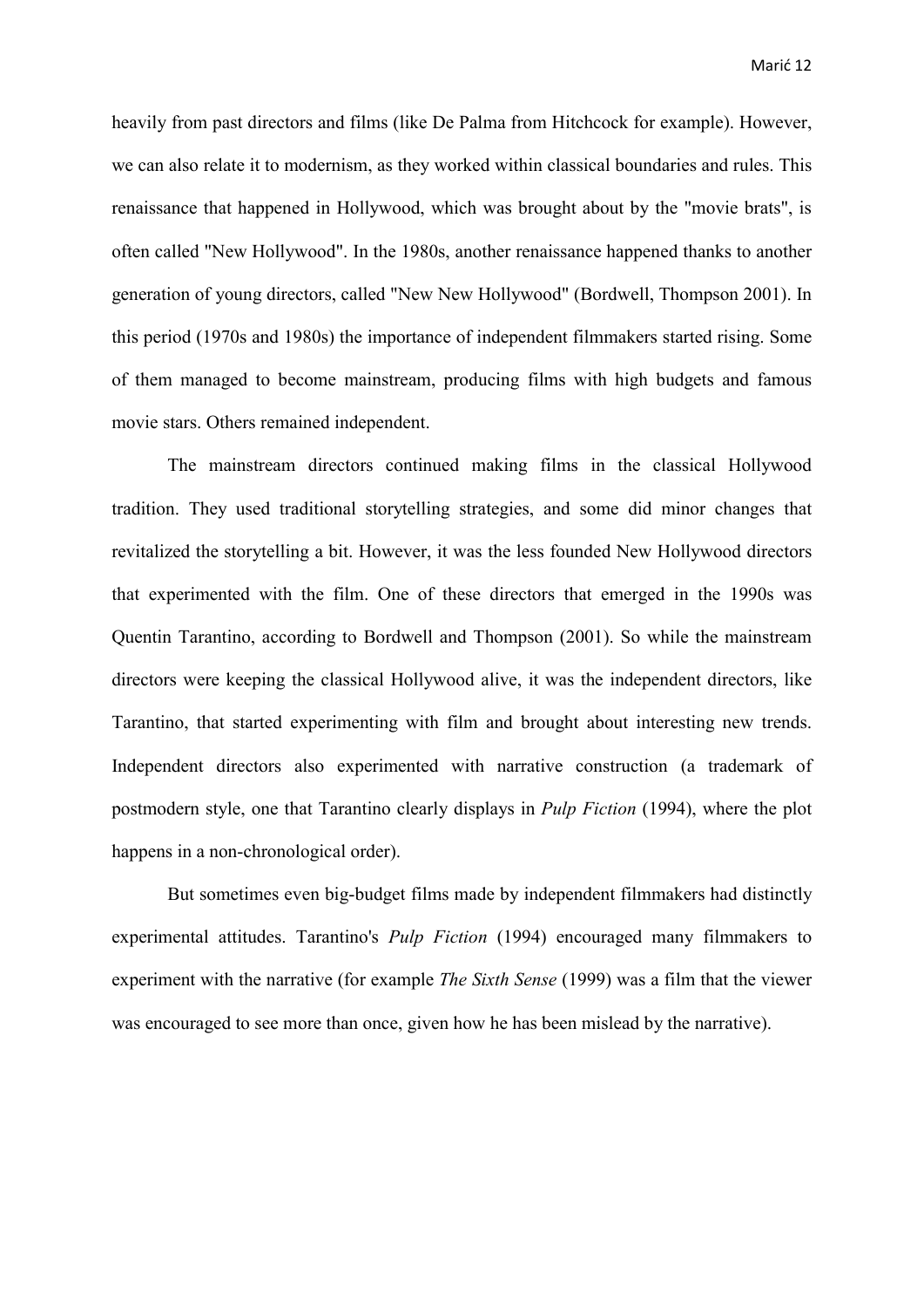heavily from past directors and films (like De Palma from Hitchcock for example). However, we can also relate it to modernism, as they worked within classical boundaries and rules. This renaissance that happened in Hollywood, which was brought about by the "movie brats", is often called "New Hollywood". In the 1980s, another renaissance happened thanks to another generation of young directors, called "New New Hollywood" (Bordwell, Thompson 2001). In this period (1970s and 1980s) the importance of independent filmmakers started rising. Some of them managed to become mainstream, producing films with high budgets and famous movie stars. Others remained independent.

The mainstream directors continued making films in the classical Hollywood tradition. They used traditional storytelling strategies, and some did minor changes that revitalized the storytelling a bit. However, it was the less founded New Hollywood directors that experimented with the film. One of these directors that emerged in the 1990s was Quentin Tarantino, according to Bordwell and Thompson (2001). So while the mainstream directors were keeping the classical Hollywood alive, it was the independent directors, like Tarantino, that started experimenting with film and brought about interesting new trends. Independent directors also experimented with narrative construction (a trademark of postmodern style, one that Tarantino clearly displays in *Pulp Fiction* (1994), where the plot happens in a non-chronological order).

But sometimes even big-budget films made by independent filmmakers had distinctly experimental attitudes. Tarantino's *Pulp Fiction* (1994) encouraged many filmmakers to experiment with the narrative (for example *The Sixth Sense* (1999) was a film that the viewer was encouraged to see more than once, given how he has been mislead by the narrative).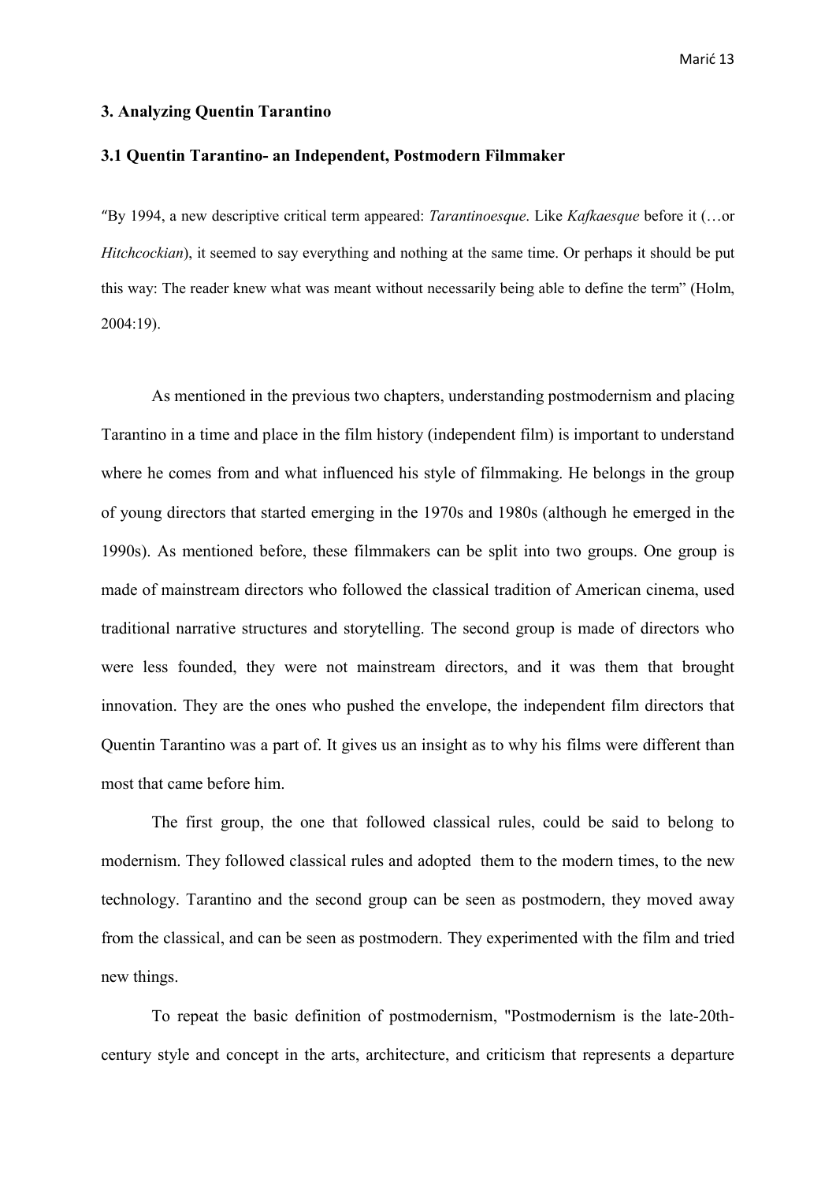## 3. Analyzing Quentin Tarantino

### 3.1 Quentin Tarantino- an Independent, Postmodern Filmmaker

"By 1994, a new descriptive critical term appeared: *Tarantinoesque*. Like *Kafkaesque* before it (…or *Hitchcockian*), it seemed to say everything and nothing at the same time. Or perhaps it should be put this way: The reader knew what was meant without necessarily being able to define the term" (Holm, 2004:19).

As mentioned in the previous two chapters, understanding postmodernism and placing Tarantino in a time and place in the film history (independent film) is important to understand where he comes from and what influenced his style of filmmaking. He belongs in the group of young directors that started emerging in the 1970s and 1980s (although he emerged in the 1990s). As mentioned before, these filmmakers can be split into two groups. One group is made of mainstream directors who followed the classical tradition of American cinema, used traditional narrative structures and storytelling. The second group is made of directors who were less founded, they were not mainstream directors, and it was them that brought innovation. They are the ones who pushed the envelope, the independent film directors that Quentin Tarantino was a part of. It gives us an insight as to why his films were different than most that came before him.

The first group, the one that followed classical rules, could be said to belong to modernism. They followed classical rules and adopted them to the modern times, to the new technology. Tarantino and the second group can be seen as postmodern, they moved away from the classical, and can be seen as postmodern. They experimented with the film and tried new things.

To repeat the basic definition of postmodernism, "Postmodernism is the late-20th-century style and concept in the arts, architecture, and criticism that represents a departure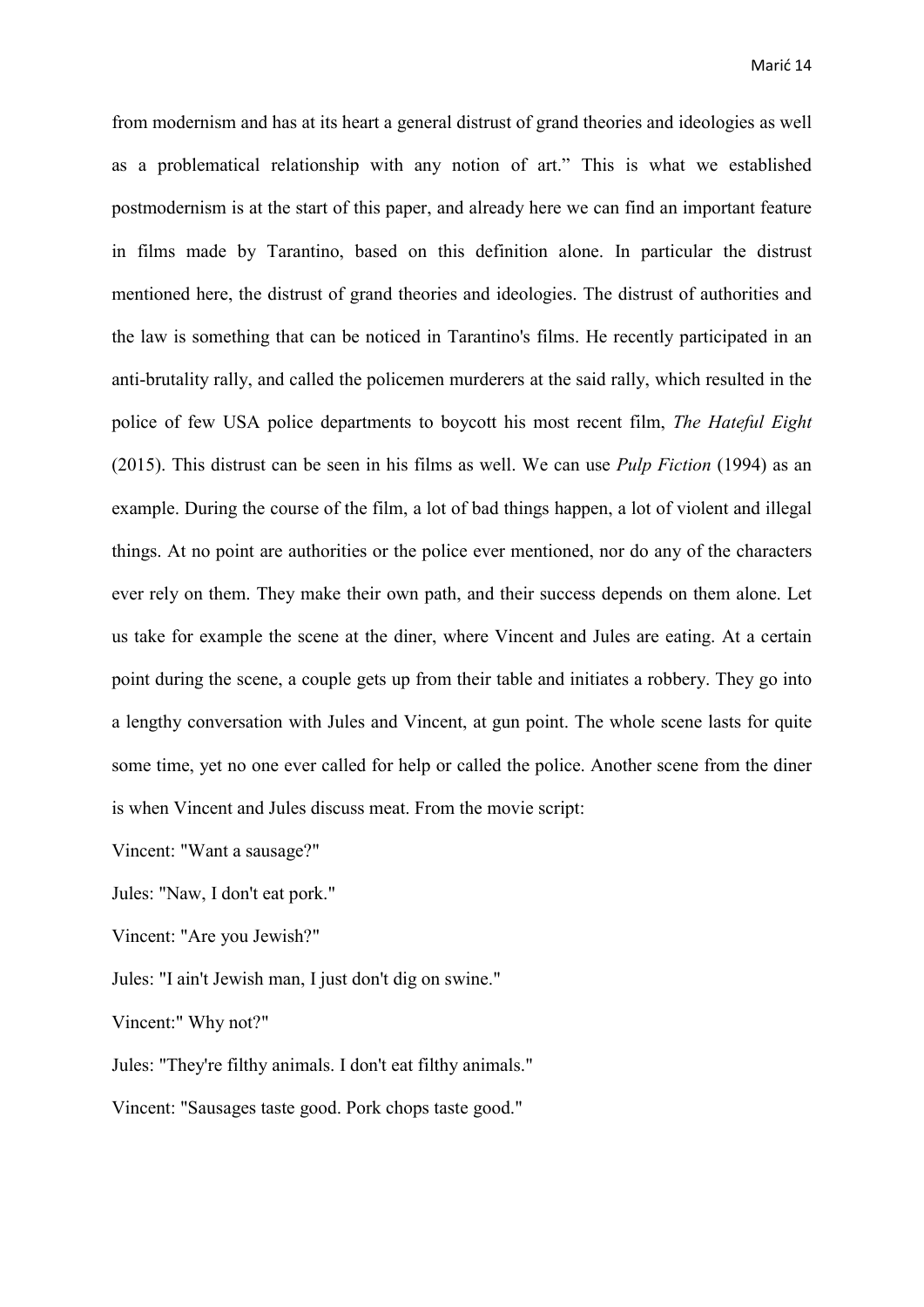from modernism and has at its heart a general distrust of grand theories and ideologies as well as a problematical relationship with any notion of art." This is what we established postmodernism is at the start of this paper, and already here we can find an important feature in films made by Tarantino, based on this definition alone. In particular the distrust mentioned here, the distrust of grand theories and ideologies. The distrust of authorities and the law is something that can be noticed in Tarantino's films. He recently participated in an anti-brutality rally, and called the policemen murderers at the said rally, which resulted in the police of few USA police departments to boycott his most recent film, *The Hateful Eight* (2015). This distrust can be seen in his films as well. We can use *Pulp Fiction* (1994) as an example. During the course of the film, a lot of bad things happen, a lot of violent and illegal things. At no point are authorities or the police ever mentioned, nor do any of the characters ever rely on them. They make their own path, and their success depends on them alone. Let us take for example the scene at the diner, where Vincent and Jules are eating. At a certain point during the scene, a couple gets up from their table and initiates a robbery. They go into a lengthy conversation with Jules and Vincent, at gun point. The whole scene lasts for quite some time, yet no one ever called for help or called the police. Another scene from the diner is when Vincent and Jules discuss meat. From the movie script:

Vincent: "Want a sausage?"

Jules: "Naw, I don't eat pork."

Vincent: "Are you Jewish?"

Jules: "I ain't Jewish man, I just don't dig on swine."

Vincent:" Why not?"

Jules: "They're filthy animals. I don't eat filthy animals."

Vincent: "Sausages taste good. Pork chops taste good."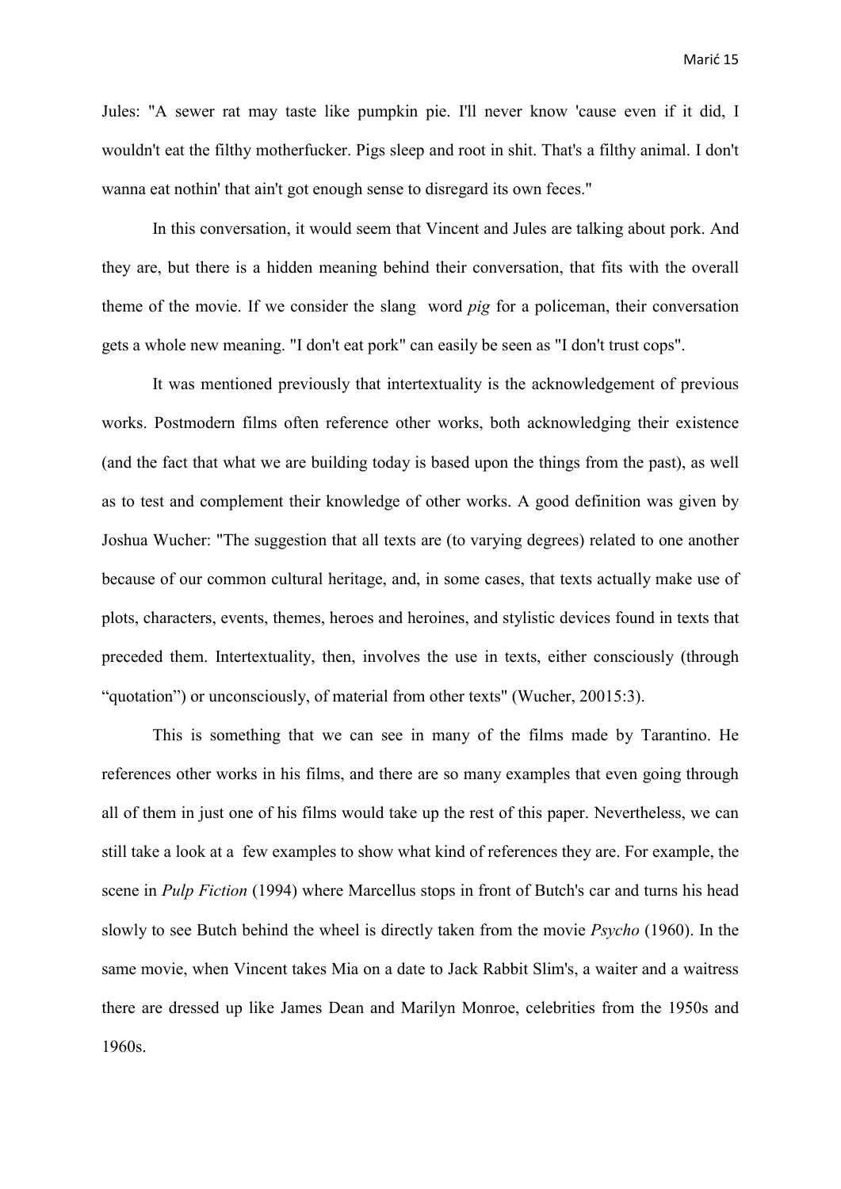Jules: "A sewer rat may taste like pumpkin pie. I'll never know 'cause even if it did, I wouldn't eat the filthy motherfucker. Pigs sleep and root in shit. That's a filthy animal. I don't wanna eat nothin' that ain't got enough sense to disregard its own feces."

In this conversation, it would seem that Vincent and Jules are talking about pork. And they are, but there is a hidden meaning behind their conversation, that fits with the overall theme of the movie. If we consider the slang word *pig* for a policeman, their conversation gets a whole new meaning. "I don't eat pork" can easily be seen as "I don't trust cops".

It was mentioned previously that intertextuality is the acknowledgement of previous works. Postmodern films often reference other works, both acknowledging their existence (and the fact that what we are building today is based upon the things from the past), as well as to test and complement their knowledge of other works. A good definition was given by Joshua Wucher: "The suggestion that all texts are (to varying degrees) related to one another because of our common cultural heritage, and, in some cases, that texts actually make use of plots, characters, events, themes, heroes and heroines, and stylistic devices found in texts that preceded them. Intertextuality, then, involves the use in texts, either consciously (through "quotation") or unconsciously, of material from other texts" (Wucher, 20015:3).

This is something that we can see in many of the films made by Tarantino. He references other works in his films, and there are so many examples that even going through all of them in just one of his films would take up the rest of this paper. Nevertheless, we can still take a look at a few examples to show what kind of references they are. For example, the scene in *Pulp Fiction* (1994) where Marcellus stops in front of Butch's car and turns his head slowly to see Butch behind the wheel is directly taken from the movie *Psycho* (1960). In the same movie, when Vincent takes Mia on a date to Jack Rabbit Slim's, a waiter and a waitress there are dressed up like James Dean and Marilyn Monroe, celebrities from the 1950s and 1960s.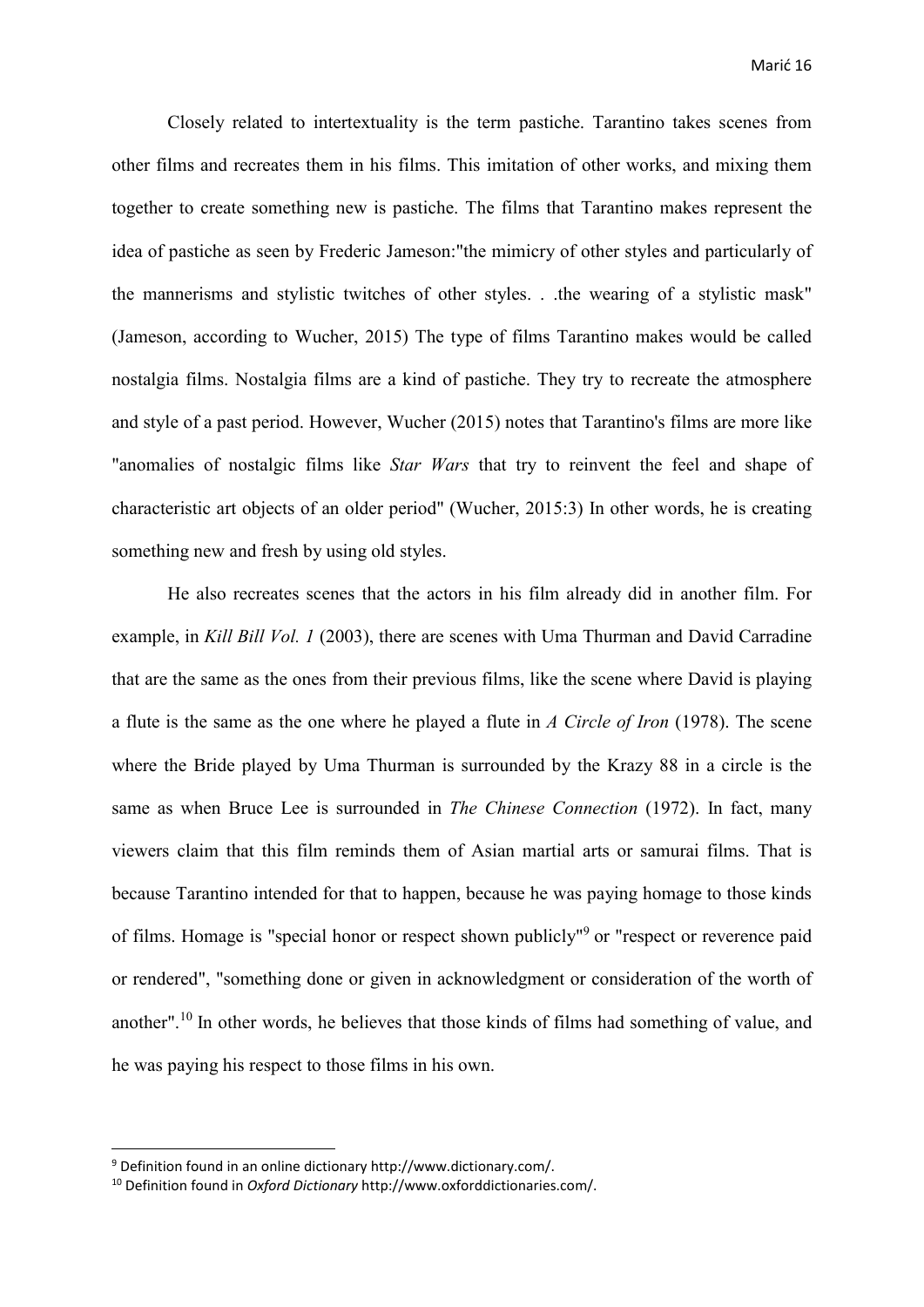Closely related to intertextuality is the term pastiche. Tarantino takes scenes from other films and recreates them in his films. This imitation of other works, and mixing them together to create something new is pastiche. The films that Tarantino makes represent the idea of pastiche as seen by Frederic Jameson:"the mimicry of other styles and particularly of the mannerisms and stylistic twitches of other styles. . .the wearing of a stylistic mask" (Jameson, according to Wucher, 2015) The type of films Tarantino makes would be called nostalgia films. Nostalgia films are a kind of pastiche. They try to recreate the atmosphere and style of a past period. However, Wucher (2015) notes that Tarantino's films are more like "anomalies of nostalgic films like *Star Wars* that try to reinvent the feel and shape of characteristic art objects of an older period" (Wucher, 2015:3) In other words, he is creating something new and fresh by using old styles.

He also recreates scenes that the actors in his film already did in another film. For example, in *Kill Bill Vol. 1* (2003), there are scenes with Uma Thurman and David Carradine that are the same as the ones from their previous films, like the scene where David is playing a flute is the same as the one where he played a flute in *A Circle of Iron* (1978). The scene where the Bride played by Uma Thurman is surrounded by the Krazy 88 in a circle is the same as when Bruce Lee is surrounded in *The Chinese Connection* (1972). In fact, many viewers claim that this film reminds them of Asian martial arts or samurai films. That is because Tarantino intended for that to happen, because he was paying homage to those kinds of films. Homage is "special honor or respect shown publicly"[9] or "respect or reverence paid or rendered", "something done or given in acknowledgment or consideration of the worth of another".[10] In other words, he believes that those kinds of films had something of value, and he was paying his respect to those films in his own.

---

[9] Definition found in an online dictionary http://www.dictionary.com/.

[10] Definition found in *Oxford Dictionary* http://www.oxforddictionaries.com/.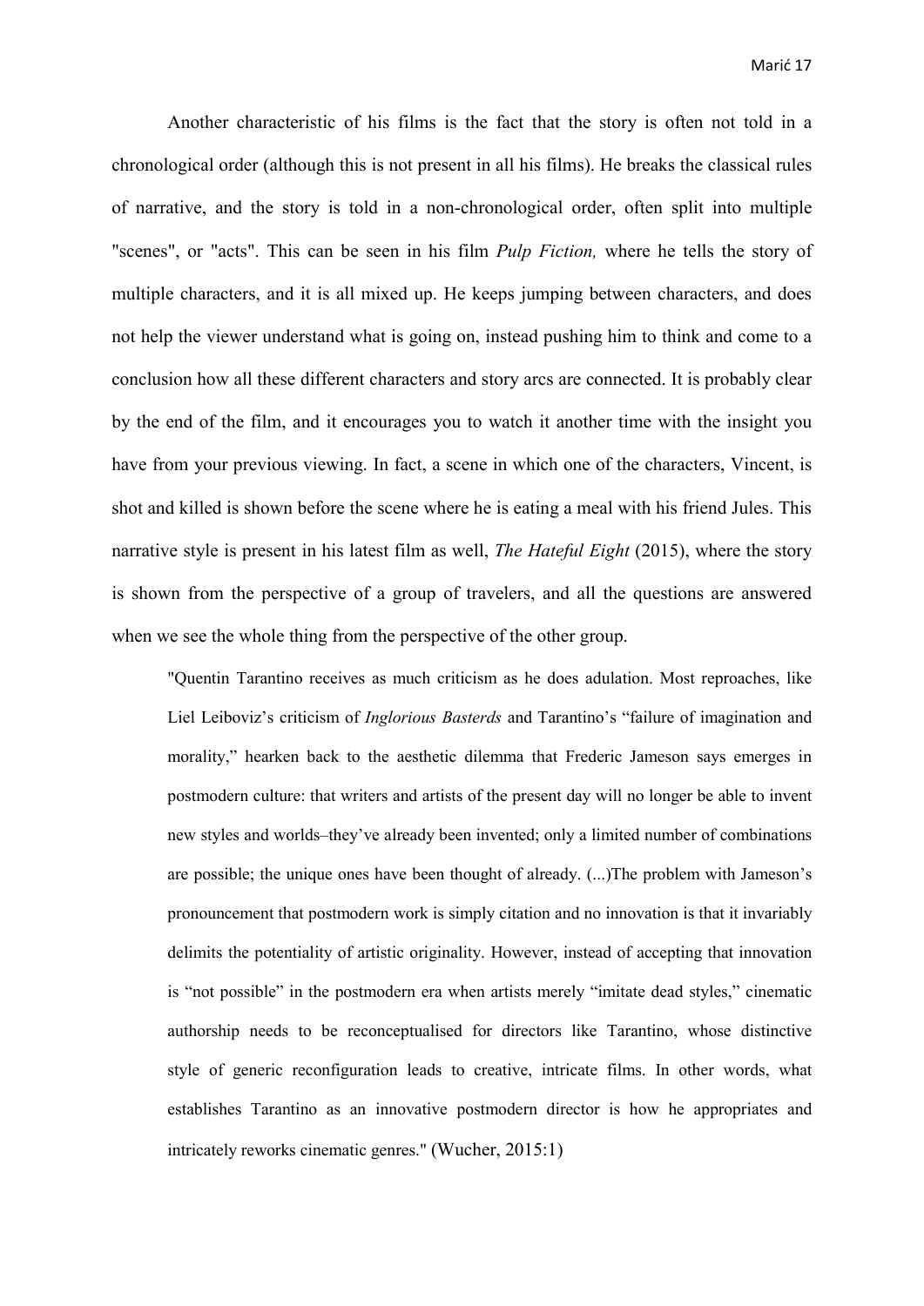Another characteristic of his films is the fact that the story is often not told in a chronological order (although this is not present in all his films). He breaks the classical rules of narrative, and the story is told in a non-chronological order, often split into multiple "scenes", or "acts". This can be seen in his film *Pulp Fiction,* where he tells the story of multiple characters, and it is all mixed up. He keeps jumping between characters, and does not help the viewer understand what is going on, instead pushing him to think and come to a conclusion how all these different characters and story arcs are connected. It is probably clear by the end of the film, and it encourages you to watch it another time with the insight you have from your previous viewing. In fact, a scene in which one of the characters, Vincent, is shot and killed is shown before the scene where he is eating a meal with his friend Jules. This narrative style is present in his latest film as well, *The Hateful Eight* (2015), where the story is shown from the perspective of a group of travelers, and all the questions are answered when we see the whole thing from the perspective of the other group.

> "Quentin Tarantino receives as much criticism as he does adulation. Most reproaches, like Liel Leiboviz's criticism of *Inglorious Basterds* and Tarantino's "failure of imagination and morality," hearken back to the aesthetic dilemma that Frederic Jameson says emerges in postmodern culture: that writers and artists of the present day will no longer be able to invent new styles and worlds–they've already been invented; only a limited number of combinations are possible; the unique ones have been thought of already. (...)The problem with Jameson's pronouncement that postmodern work is simply citation and no innovation is that it invariably delimits the potentiality of artistic originality. However, instead of accepting that innovation is "not possible" in the postmodern era when artists merely "imitate dead styles," cinematic authorship needs to be reconceptualised for directors like Tarantino, whose distinctive style of generic reconfiguration leads to creative, intricate films. In other words, what establishes Tarantino as an innovative postmodern director is how he appropriates and intricately reworks cinematic genres." (Wucher, 2015:1)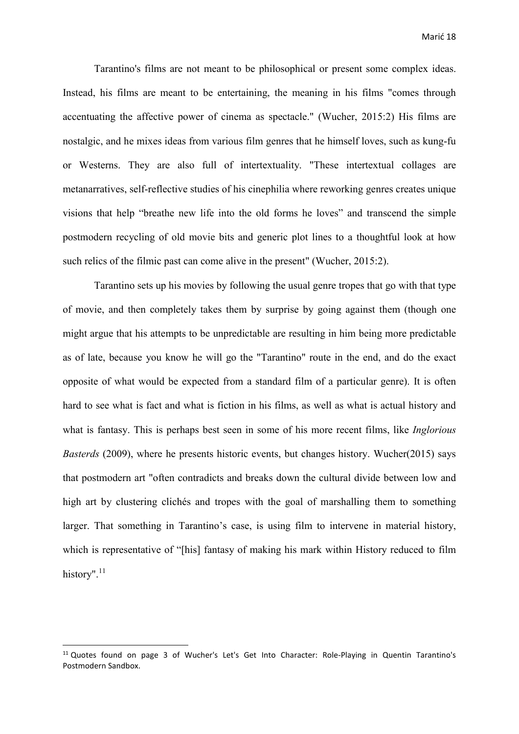Tarantino's films are not meant to be philosophical or present some complex ideas. Instead, his films are meant to be entertaining, the meaning in his films "comes through accentuating the affective power of cinema as spectacle." (Wucher, 2015:2) His films are nostalgic, and he mixes ideas from various film genres that he himself loves, such as kung-fu or Westerns. They are also full of intertextuality. "These intertextual collages are metanarratives, self-reflective studies of his cinephilia where reworking genres creates unique visions that help "breathe new life into the old forms he loves" and transcend the simple postmodern recycling of old movie bits and generic plot lines to a thoughtful look at how such relics of the filmic past can come alive in the present" (Wucher, 2015:2).

Tarantino sets up his movies by following the usual genre tropes that go with that type of movie, and then completely takes them by surprise by going against them (though one might argue that his attempts to be unpredictable are resulting in him being more predictable as of late, because you know he will go the "Tarantino" route in the end, and do the exact opposite of what would be expected from a standard film of a particular genre). It is often hard to see what is fact and what is fiction in his films, as well as what is actual history and what is fantasy. This is perhaps best seen in some of his more recent films, like *Inglorious Basterds* (2009), where he presents historic events, but changes history. Wucher(2015) says that postmodern art "often contradicts and breaks down the cultural divide between low and high art by clustering clichés and tropes with the goal of marshalling them to something larger. That something in Tarantino's case, is using film to intervene in material history, which is representative of "[his] fantasy of making his mark within History reduced to film history".[11]

---

[11] Quotes found on page 3 of Wucher's Let's Get Into Character: Role-Playing in Quentin Tarantino's Postmodern Sandbox.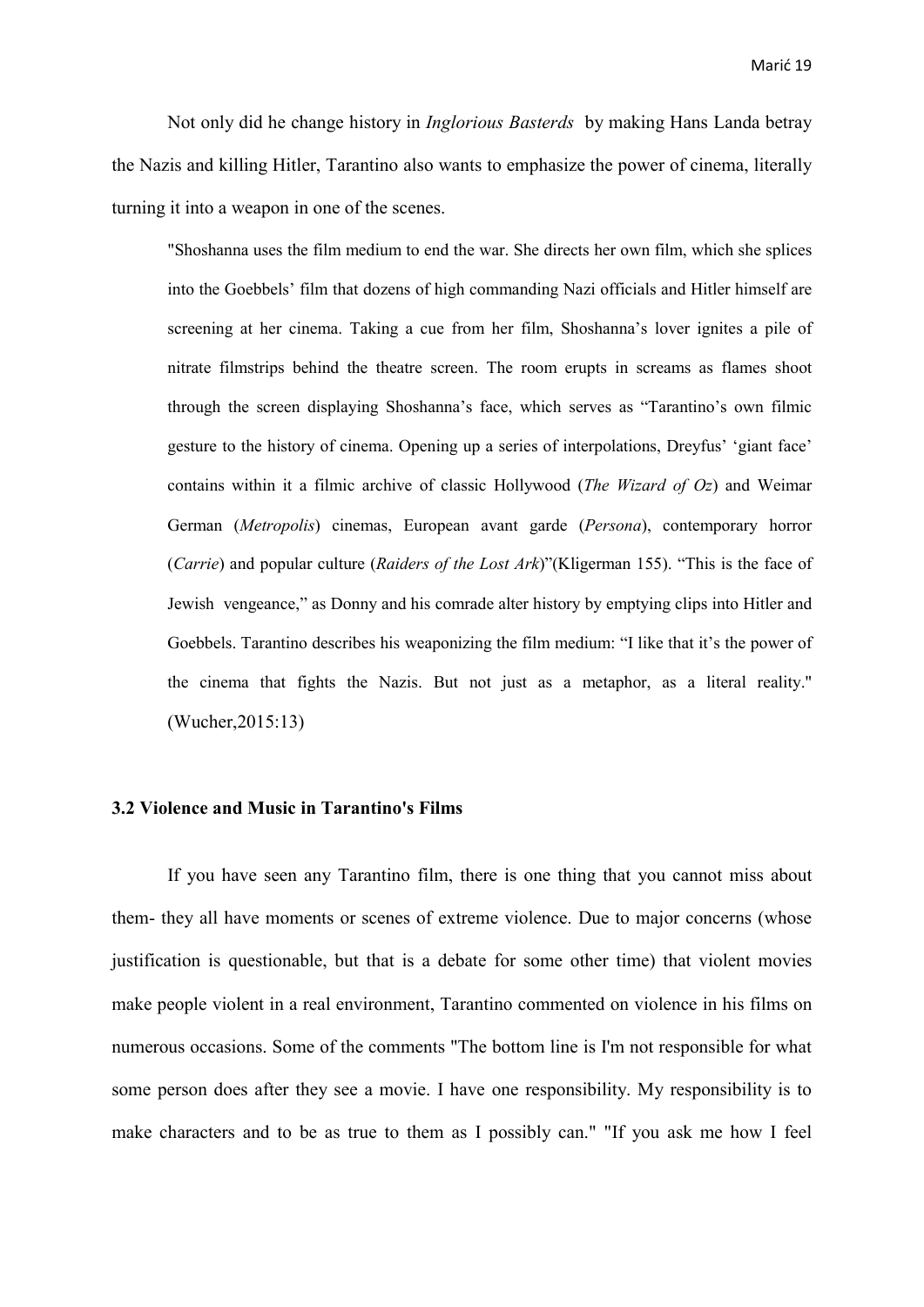Not only did he change history in *Inglorious Basterds* by making Hans Landa betray the Nazis and killing Hitler, Tarantino also wants to emphasize the power of cinema, literally turning it into a weapon in one of the scenes.

> "Shoshanna uses the film medium to end the war. She directs her own film, which she splices into the Goebbels' film that dozens of high commanding Nazi officials and Hitler himself are screening at her cinema. Taking a cue from her film, Shoshanna's lover ignites a pile of nitrate filmstrips behind the theatre screen. The room erupts in screams as flames shoot through the screen displaying Shoshanna's face, which serves as "Tarantino's own filmic gesture to the history of cinema. Opening up a series of interpolations, Dreyfus' 'giant face' contains within it a filmic archive of classic Hollywood (*The Wizard of Oz*) and Weimar German (*Metropolis*) cinemas, European avant garde (*Persona*), contemporary horror (*Carrie*) and popular culture (*Raiders of the Lost Ark*)"(Kligerman 155). "This is the face of Jewish vengeance," as Donny and his comrade alter history by emptying clips into Hitler and Goebbels. Tarantino describes his weaponizing the film medium: "I like that it's the power of the cinema that fights the Nazis. But not just as a metaphor, as a literal reality." (Wucher,2015:13)

### 3.2 Violence and Music in Tarantino's Films

If you have seen any Tarantino film, there is one thing that you cannot miss about them- they all have moments or scenes of extreme violence. Due to major concerns (whose justification is questionable, but that is a debate for some other time) that violent movies make people violent in a real environment, Tarantino commented on violence in his films on numerous occasions. Some of the comments "The bottom line is I'm not responsible for what some person does after they see a movie. I have one responsibility. My responsibility is to make characters and to be as true to them as I possibly can." "If you ask me how I feel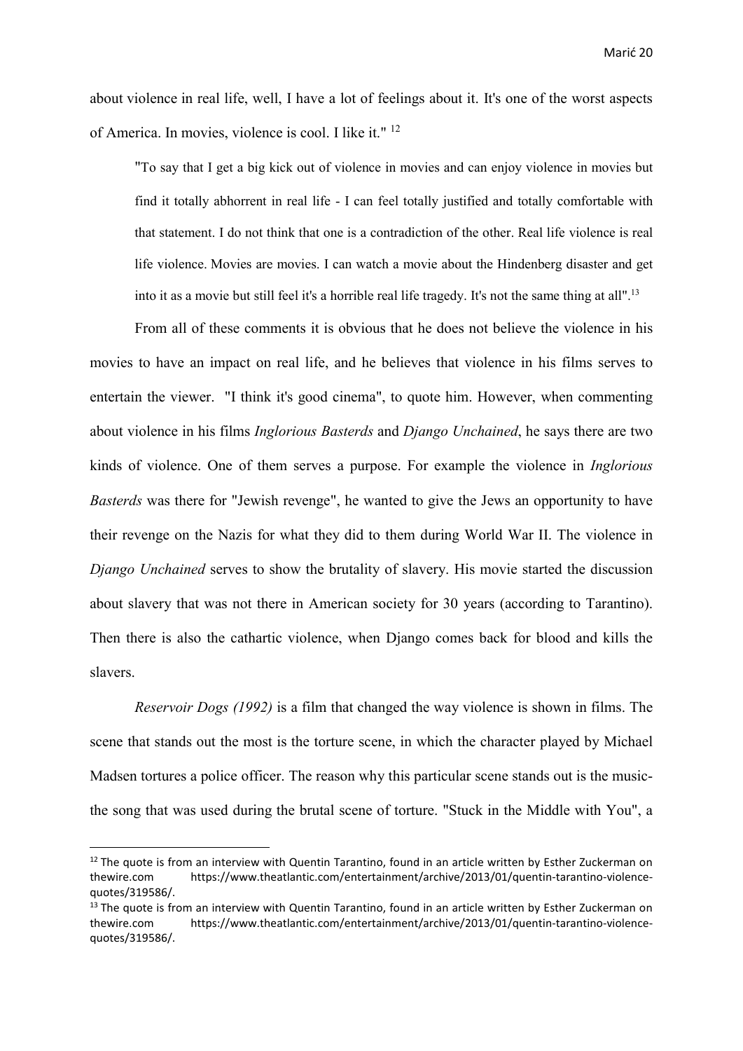about violence in real life, well, I have a lot of feelings about it. It's one of the worst aspects of America. In movies, violence is cool. I like it." [12]

> "To say that I get a big kick out of violence in movies and can enjoy violence in movies but find it totally abhorrent in real life - I can feel totally justified and totally comfortable with that statement. I do not think that one is a contradiction of the other. Real life violence is real life violence. Movies are movies. I can watch a movie about the Hindenberg disaster and get into it as a movie but still feel it's a horrible real life tragedy. It's not the same thing at all".[13]

From all of these comments it is obvious that he does not believe the violence in his movies to have an impact on real life, and he believes that violence in his films serves to entertain the viewer. "I think it's good cinema", to quote him. However, when commenting about violence in his films *Inglorious Basterds* and *Django Unchained*, he says there are two kinds of violence. One of them serves a purpose. For example the violence in *Inglorious Basterds* was there for "Jewish revenge", he wanted to give the Jews an opportunity to have their revenge on the Nazis for what they did to them during World War II. The violence in *Django Unchained* serves to show the brutality of slavery. His movie started the discussion about slavery that was not there in American society for 30 years (according to Tarantino). Then there is also the cathartic violence, when Django comes back for blood and kills the slavers.

*Reservoir Dogs (1992)* is a film that changed the way violence is shown in films. The scene that stands out the most is the torture scene, in which the character played by Michael Madsen tortures a police officer. The reason why this particular scene stands out is the music- the song that was used during the brutal scene of torture. "Stuck in the Middle with You", a

---

[12] The quote is from an interview with Quentin Tarantino, found in an article written by Esther Zuckerman on thewire.com https://www.theatlantic.com/entertainment/archive/2013/01/quentin-tarantino-violence-quotes/319586/.

[13] The quote is from an interview with Quentin Tarantino, found in an article written by Esther Zuckerman on thewire.com https://www.theatlantic.com/entertainment/archive/2013/01/quentin-tarantino-violence-quotes/319586/.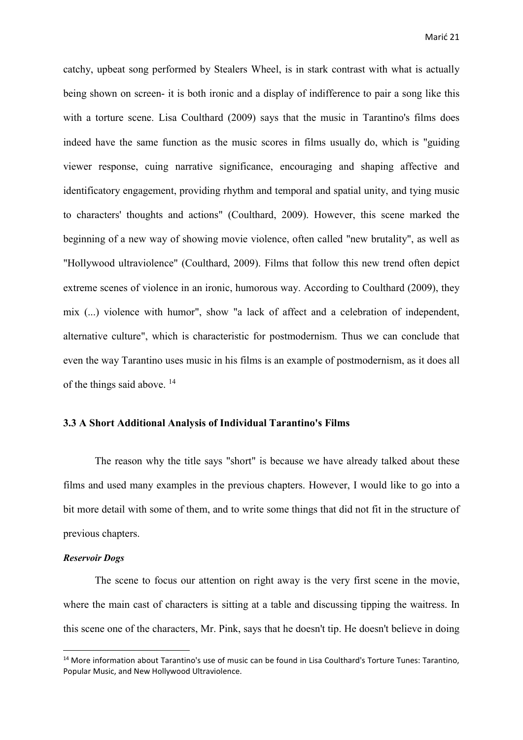catchy, upbeat song performed by Stealers Wheel, is in stark contrast with what is actually being shown on screen- it is both ironic and a display of indifference to pair a song like this with a torture scene. Lisa Coulthard (2009) says that the music in Tarantino's films does indeed have the same function as the music scores in films usually do, which is "guiding viewer response, cuing narrative significance, encouraging and shaping affective and identificatory engagement, providing rhythm and temporal and spatial unity, and tying music to characters' thoughts and actions" (Coulthard, 2009). However, this scene marked the beginning of a new way of showing movie violence, often called "new brutality", as well as "Hollywood ultraviolence" (Coulthard, 2009). Films that follow this new trend often depict extreme scenes of violence in an ironic, humorous way. According to Coulthard (2009), they mix (...) violence with humor", show "a lack of affect and a celebration of independent, alternative culture", which is characteristic for postmodernism. Thus we can conclude that even the way Tarantino uses music in his films is an example of postmodernism, as it does all of the things said above. [14]

### 3.3 A Short Additional Analysis of Individual Tarantino's Films

The reason why the title says "short" is because we have already talked about these films and used many examples in the previous chapters. However, I would like to go into a bit more detail with some of them, and to write some things that did not fit in the structure of previous chapters.

***Reservoir Dogs***

The scene to focus our attention on right away is the very first scene in the movie, where the main cast of characters is sitting at a table and discussing tipping the waitress. In this scene one of the characters, Mr. Pink, says that he doesn't tip. He doesn't believe in doing

[14] More information about Tarantino's use of music can be found in Lisa Coulthard's Torture Tunes: Tarantino, Popular Music, and New Hollywood Ultraviolence.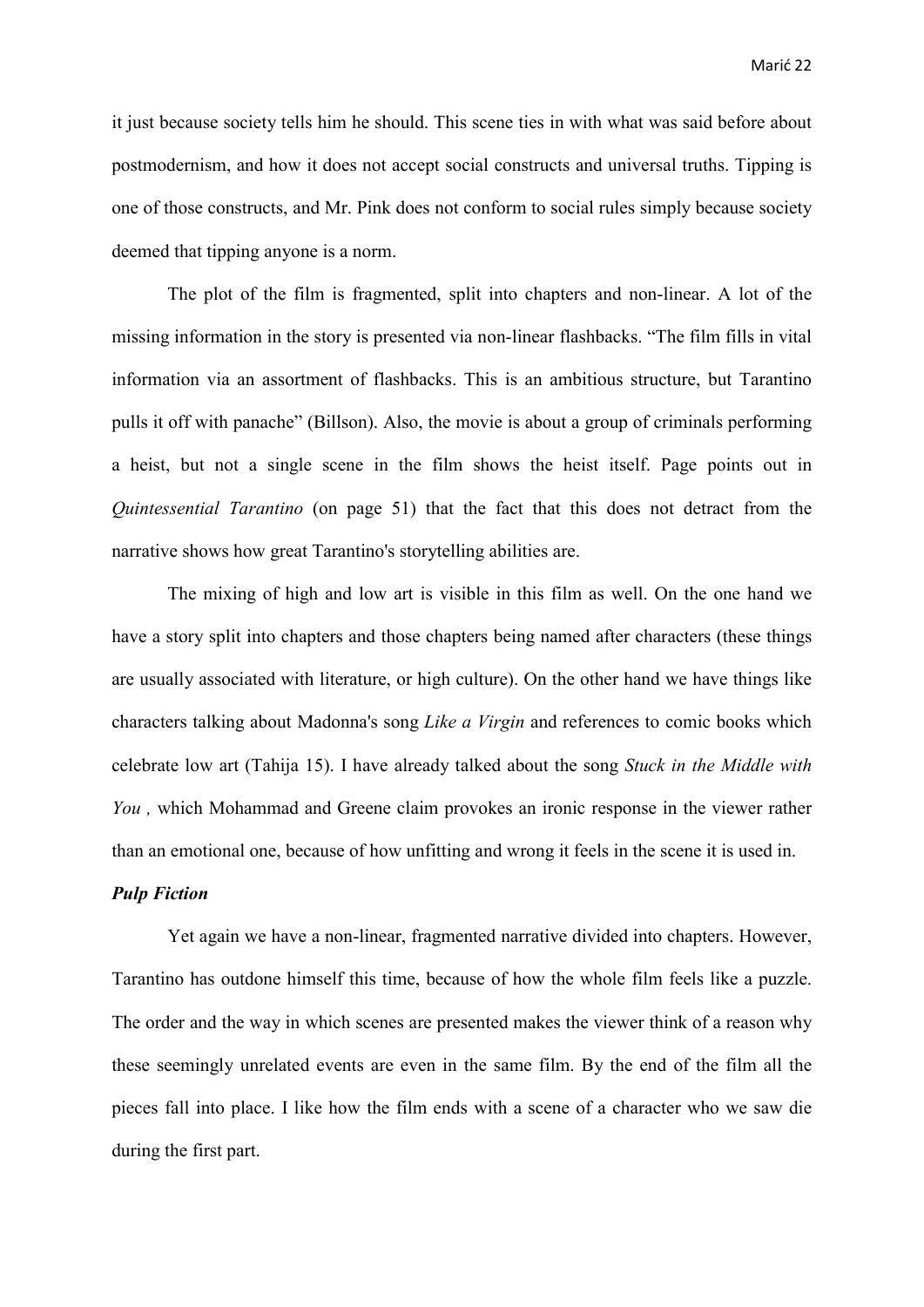it just because society tells him he should. This scene ties in with what was said before about postmodernism, and how it does not accept social constructs and universal truths. Tipping is one of those constructs, and Mr. Pink does not conform to social rules simply because society deemed that tipping anyone is a norm.

The plot of the film is fragmented, split into chapters and non-linear. A lot of the missing information in the story is presented via non-linear flashbacks. "The film fills in vital information via an assortment of flashbacks. This is an ambitious structure, but Tarantino pulls it off with panache" (Billson). Also, the movie is about a group of criminals performing a heist, but not a single scene in the film shows the heist itself. Page points out in *Quintessential Tarantino* (on page 51) that the fact that this does not detract from the narrative shows how great Tarantino's storytelling abilities are.

The mixing of high and low art is visible in this film as well. On the one hand we have a story split into chapters and those chapters being named after characters (these things are usually associated with literature, or high culture). On the other hand we have things like characters talking about Madonna's song *Like a Virgin* and references to comic books which celebrate low art (Tahija 15). I have already talked about the song *Stuck in the Middle with You* , which Mohammad and Greene claim provokes an ironic response in the viewer rather than an emotional one, because of how unfitting and wrong it feels in the scene it is used in.

***Pulp Fiction***

Yet again we have a non-linear, fragmented narrative divided into chapters. However, Tarantino has outdone himself this time, because of how the whole film feels like a puzzle. The order and the way in which scenes are presented makes the viewer think of a reason why these seemingly unrelated events are even in the same film. By the end of the film all the pieces fall into place. I like how the film ends with a scene of a character who we saw die during the first part.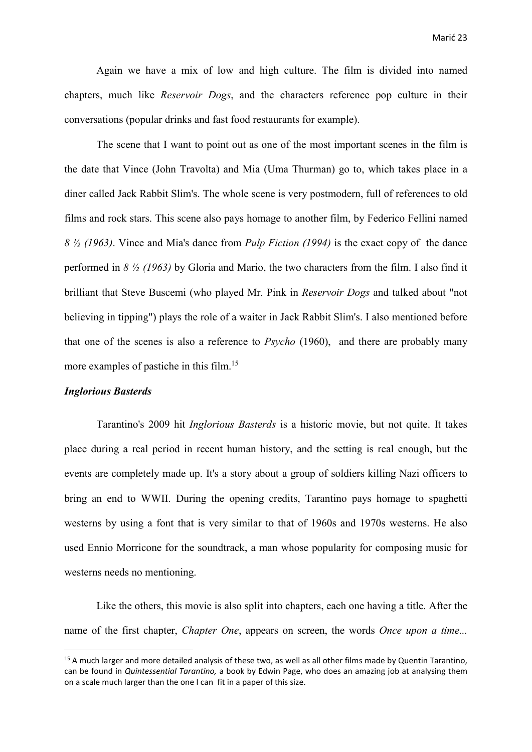Again we have a mix of low and high culture. The film is divided into named chapters, much like *Reservoir Dogs*, and the characters reference pop culture in their conversations (popular drinks and fast food restaurants for example).

The scene that I want to point out as one of the most important scenes in the film is the date that Vince (John Travolta) and Mia (Uma Thurman) go to, which takes place in a diner called Jack Rabbit Slim's. The whole scene is very postmodern, full of references to old films and rock stars. This scene also pays homage to another film, by Federico Fellini named *8 ½ (1963)*. Vince and Mia's dance from *Pulp Fiction (1994)* is the exact copy of the dance performed in *8 ½ (1963)* by Gloria and Mario, the two characters from the film. I also find it brilliant that Steve Buscemi (who played Mr. Pink in *Reservoir Dogs* and talked about "not believing in tipping") plays the role of a waiter in Jack Rabbit Slim's. I also mentioned before that one of the scenes is also a reference to *Psycho* (1960), and there are probably many more examples of pastiche in this film.[15]

### *Inglorious Basterds*

Tarantino's 2009 hit *Inglorious Basterds* is a historic movie, but not quite. It takes place during a real period in recent human history, and the setting is real enough, but the events are completely made up. It's a story about a group of soldiers killing Nazi officers to bring an end to WWII. During the opening credits, Tarantino pays homage to spaghetti westerns by using a font that is very similar to that of 1960s and 1970s westerns. He also used Ennio Morricone for the soundtrack, a man whose popularity for composing music for westerns needs no mentioning.

Like the others, this movie is also split into chapters, each one having a title. After the name of the first chapter, *Chapter One*, appears on screen, the words *Once upon a time...*

---

[15] A much larger and more detailed analysis of these two, as well as all other films made by Quentin Tarantino, can be found in *Quintessential Tarantino,* a book by Edwin Page, who does an amazing job at analysing them on a scale much larger than the one I can fit in a paper of this size.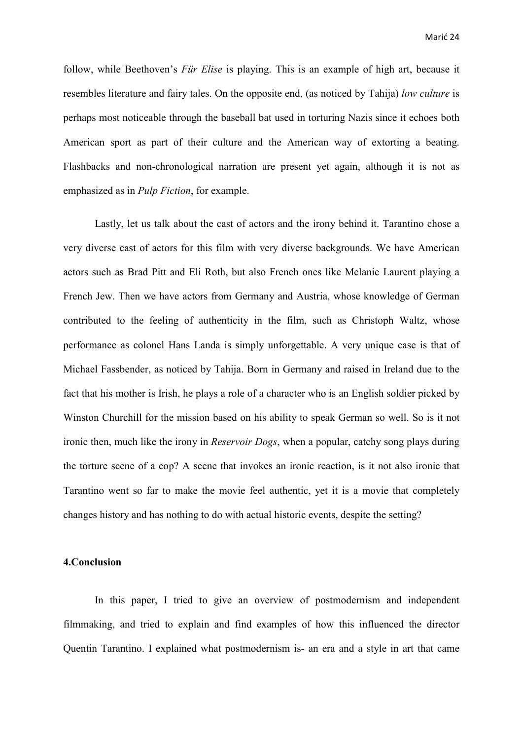follow, while Beethoven's *Für Elise* is playing. This is an example of high art, because it resembles literature and fairy tales. On the opposite end, (as noticed by Tahija) *low culture* is perhaps most noticeable through the baseball bat used in torturing Nazis since it echoes both American sport as part of their culture and the American way of extorting a beating. Flashbacks and non-chronological narration are present yet again, although it is not as emphasized as in *Pulp Fiction*, for example.

Lastly, let us talk about the cast of actors and the irony behind it. Tarantino chose a very diverse cast of actors for this film with very diverse backgrounds. We have American actors such as Brad Pitt and Eli Roth, but also French ones like Melanie Laurent playing a French Jew. Then we have actors from Germany and Austria, whose knowledge of German contributed to the feeling of authenticity in the film, such as Christoph Waltz, whose performance as colonel Hans Landa is simply unforgettable. A very unique case is that of Michael Fassbender, as noticed by Tahija. Born in Germany and raised in Ireland due to the fact that his mother is Irish, he plays a role of a character who is an English soldier picked by Winston Churchill for the mission based on his ability to speak German so well. So is it not ironic then, much like the irony in *Reservoir Dogs*, when a popular, catchy song plays during the torture scene of a cop? A scene that invokes an ironic reaction, is it not also ironic that Tarantino went so far to make the movie feel authentic, yet it is a movie that completely changes history and has nothing to do with actual historic events, despite the setting?

## 4.Conclusion

In this paper, I tried to give an overview of postmodernism and independent filmmaking, and tried to explain and find examples of how this influenced the director Quentin Tarantino. I explained what postmodernism is- an era and a style in art that came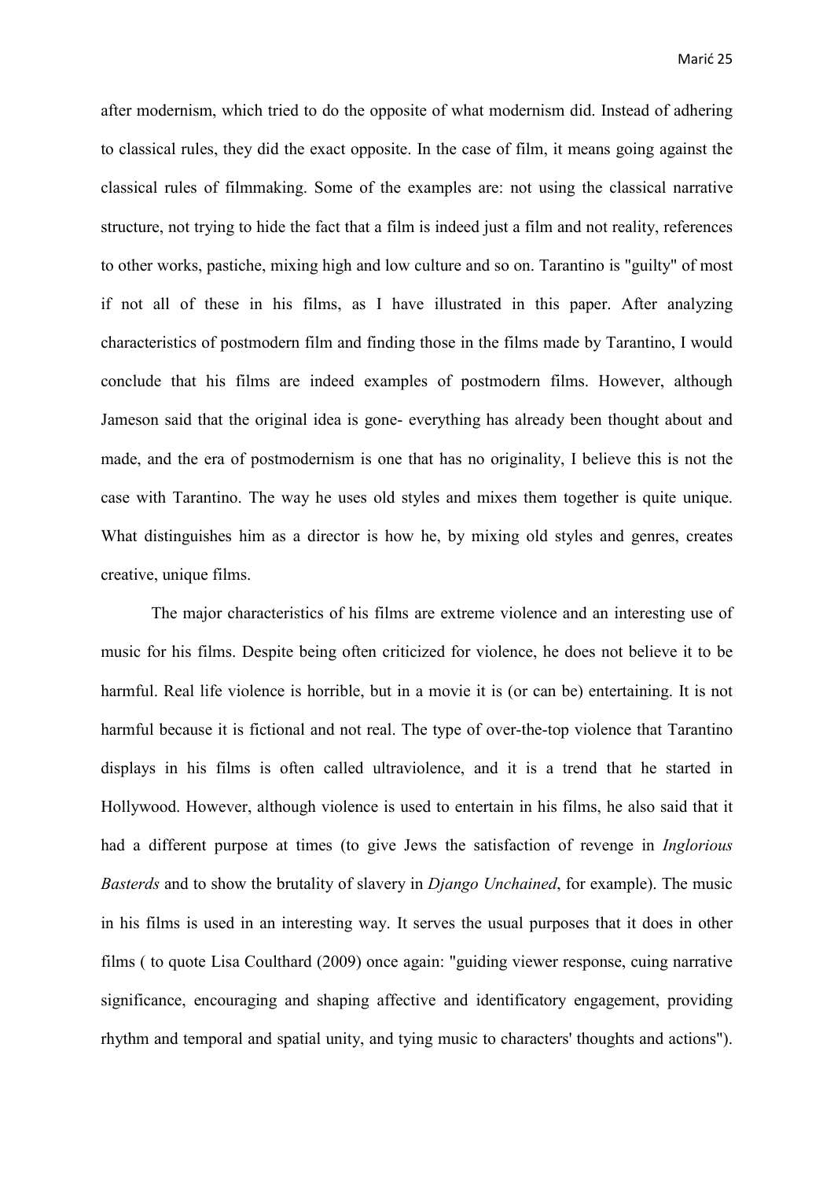after modernism, which tried to do the opposite of what modernism did. Instead of adhering to classical rules, they did the exact opposite. In the case of film, it means going against the classical rules of filmmaking. Some of the examples are: not using the classical narrative structure, not trying to hide the fact that a film is indeed just a film and not reality, references to other works, pastiche, mixing high and low culture and so on. Tarantino is "guilty" of most if not all of these in his films, as I have illustrated in this paper. After analyzing characteristics of postmodern film and finding those in the films made by Tarantino, I would conclude that his films are indeed examples of postmodern films. However, although Jameson said that the original idea is gone- everything has already been thought about and made, and the era of postmodernism is one that has no originality, I believe this is not the case with Tarantino. The way he uses old styles and mixes them together is quite unique. What distinguishes him as a director is how he, by mixing old styles and genres, creates creative, unique films.

The major characteristics of his films are extreme violence and an interesting use of music for his films. Despite being often criticized for violence, he does not believe it to be harmful. Real life violence is horrible, but in a movie it is (or can be) entertaining. It is not harmful because it is fictional and not real. The type of over-the-top violence that Tarantino displays in his films is often called ultraviolence, and it is a trend that he started in Hollywood. However, although violence is used to entertain in his films, he also said that it had a different purpose at times (to give Jews the satisfaction of revenge in *Inglorious Basterds* and to show the brutality of slavery in *Django Unchained*, for example). The music in his films is used in an interesting way. It serves the usual purposes that it does in other films ( to quote Lisa Coulthard (2009) once again: "guiding viewer response, cuing narrative significance, encouraging and shaping affective and identificatory engagement, providing rhythm and temporal and spatial unity, and tying music to characters' thoughts and actions").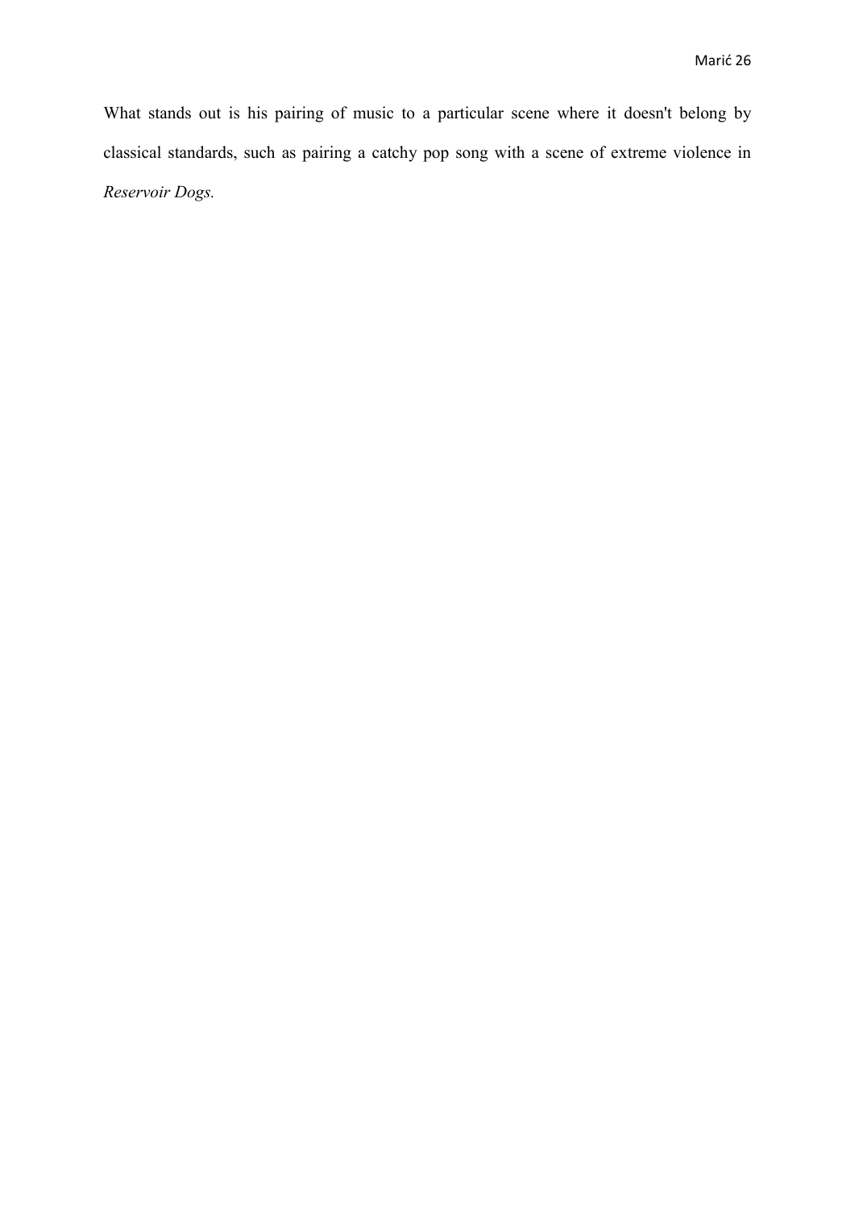What stands out is his pairing of music to a particular scene where it doesn't belong by classical standards, such as pairing a catchy pop song with a scene of extreme violence in *Reservoir Dogs.*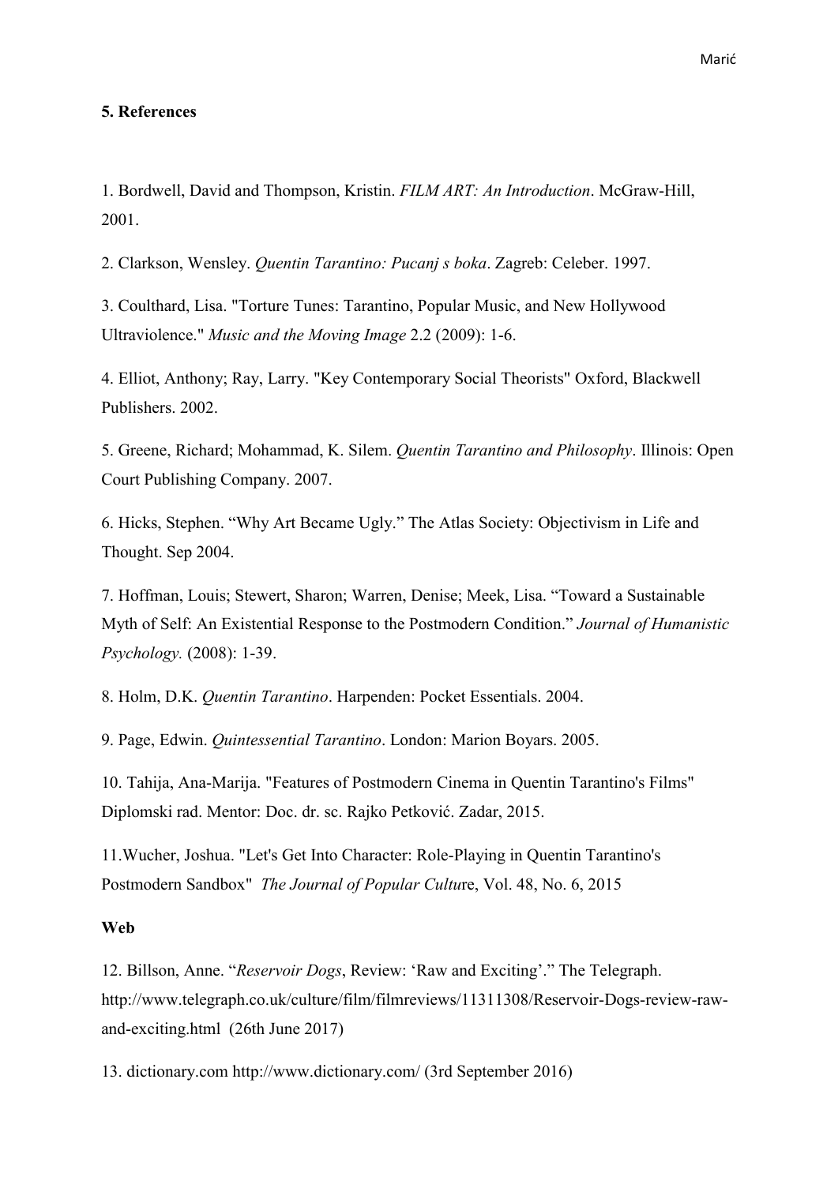## 5. References

1. Bordwell, David and Thompson, Kristin. *FILM ART: An Introduction*. McGraw-Hill, 2001.

2. Clarkson, Wensley. *Quentin Tarantino: Pucanj s boka*. Zagreb: Celeber. 1997.

3. Coulthard, Lisa. "Torture Tunes: Tarantino, Popular Music, and New Hollywood Ultraviolence." *Music and the Moving Image* 2.2 (2009): 1-6.

4. Elliot, Anthony; Ray, Larry. "Key Contemporary Social Theorists" Oxford, Blackwell Publishers. 2002.

5. Greene, Richard; Mohammad, K. Silem. *Quentin Tarantino and Philosophy*. Illinois: Open Court Publishing Company. 2007.

6. Hicks, Stephen. "Why Art Became Ugly." The Atlas Society: Objectivism in Life and Thought. Sep 2004.

7. Hoffman, Louis; Stewert, Sharon; Warren, Denise; Meek, Lisa. "Toward a Sustainable Myth of Self: An Existential Response to the Postmodern Condition." *Journal of Humanistic Psychology.* (2008): 1-39.

8. Holm, D.K. *Quentin Tarantino*. Harpenden: Pocket Essentials. 2004.

9. Page, Edwin. *Quintessential Tarantino*. London: Marion Boyars. 2005.

10. Tahija, Ana-Marija. "Features of Postmodern Cinema in Quentin Tarantino's Films" Diplomski rad. Mentor: Doc. dr. sc. Rajko Petković. Zadar, 2015.

11.Wucher, Joshua. "Let's Get Into Character: Role-Playing in Quentin Tarantino's Postmodern Sandbox" *The Journal of Popular Cultu*re, Vol. 48, No. 6, 2015

**Web**

12. Billson, Anne. "*Reservoir Dogs*, Review: 'Raw and Exciting'." The Telegraph. http://www.telegraph.co.uk/culture/film/filmreviews/11311308/Reservoir-Dogs-review-raw-and-exciting.html (26th June 2017)

13. dictionary.com http://www.dictionary.com/ (3rd September 2016)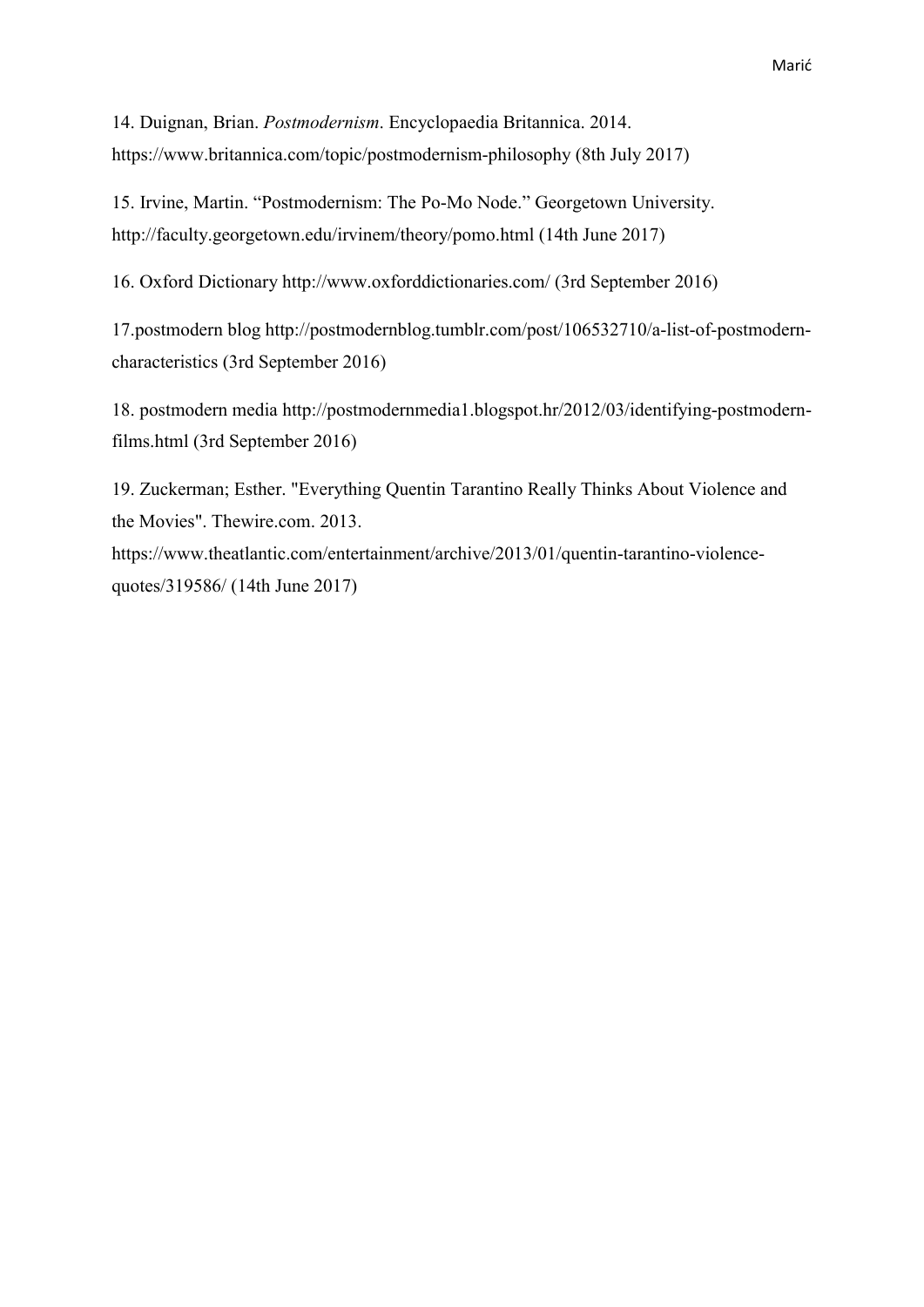14. Duignan, Brian. *Postmodernism*. Encyclopaedia Britannica. 2014. https://www.britannica.com/topic/postmodernism-philosophy (8th July 2017)

15. Irvine, Martin. "Postmodernism: The Po-Mo Node." Georgetown University. http://faculty.georgetown.edu/irvinem/theory/pomo.html (14th June 2017)

16. Oxford Dictionary http://www.oxforddictionaries.com/ (3rd September 2016)

17.postmodern blog http://postmodernblog.tumblr.com/post/106532710/a-list-of-postmodern-characteristics (3rd September 2016)

18. postmodern media http://postmodernmedia1.blogspot.hr/2012/03/identifying-postmodern-films.html (3rd September 2016)

19. Zuckerman; Esther. "Everything Quentin Tarantino Really Thinks About Violence and the Movies". Thewire.com. 2013. https://www.theatlantic.com/entertainment/archive/2013/01/quentin-tarantino-violence-quotes/319586/ (14th June 2017)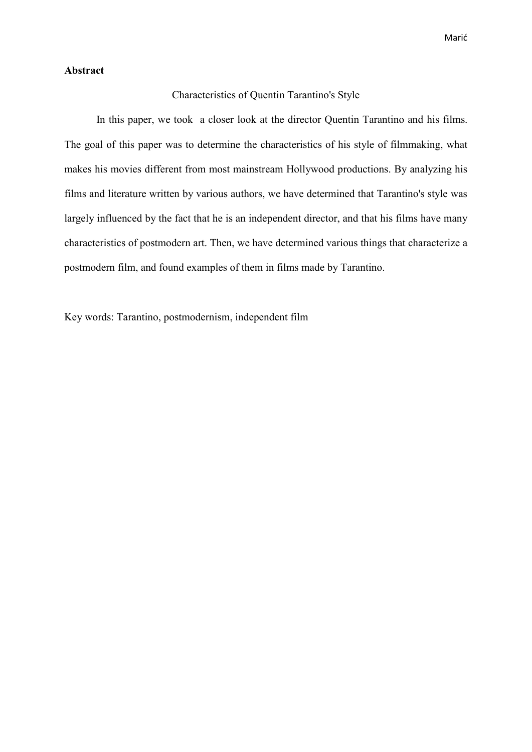**Abstract**

Characteristics of Quentin Tarantino's Style

In this paper, we took a closer look at the director Quentin Tarantino and his films. The goal of this paper was to determine the characteristics of his style of filmmaking, what makes his movies different from most mainstream Hollywood productions. By analyzing his films and literature written by various authors, we have determined that Tarantino's style was largely influenced by the fact that he is an independent director, and that his films have many characteristics of postmodern art. Then, we have determined various things that characterize a postmodern film, and found examples of them in films made by Tarantino.

Key words: Tarantino, postmodernism, independent film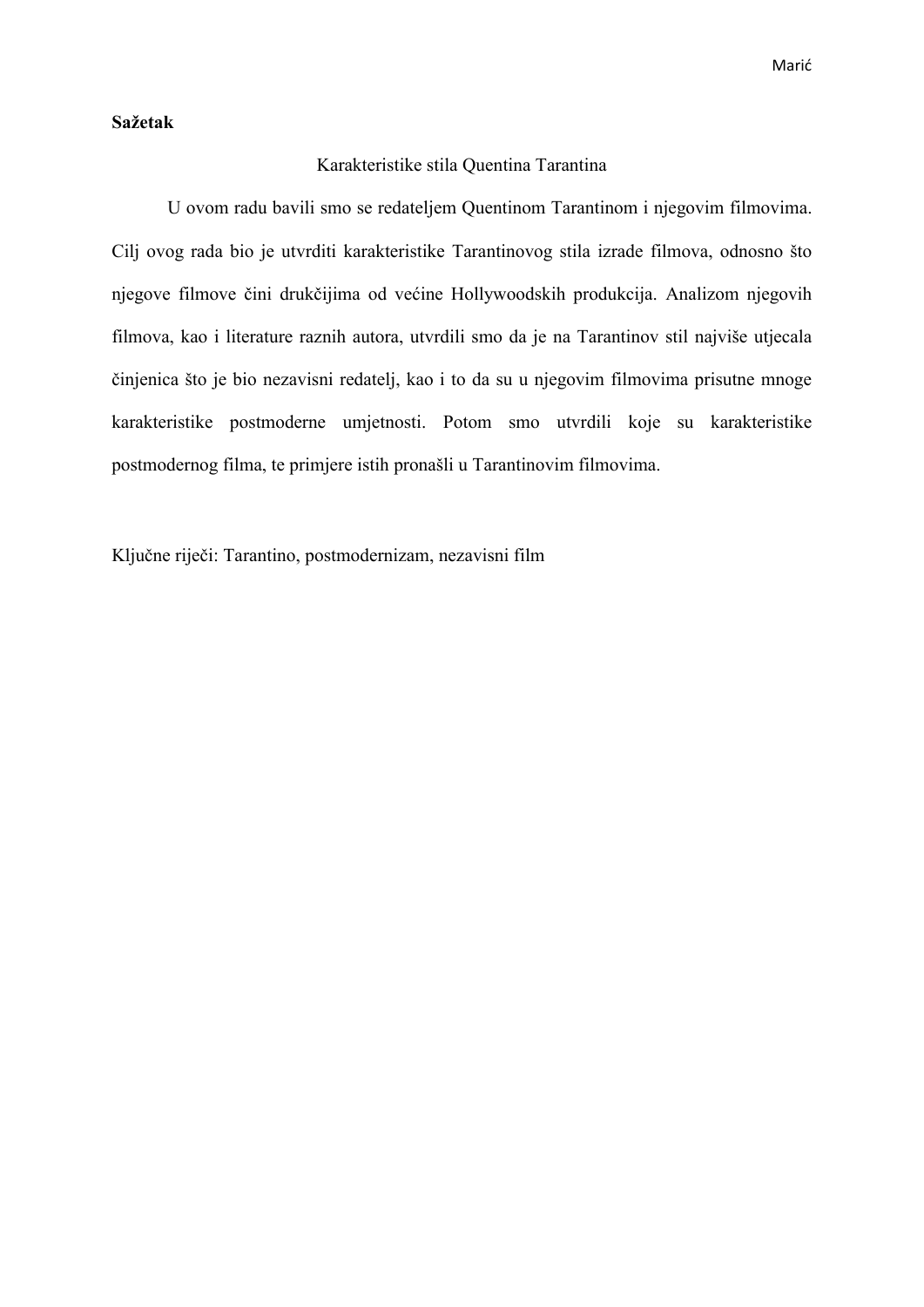**Sažetak**

Karakteristike stila Quentina Tarantina

U ovom radu bavili smo se redateljem Quentinom Tarantinom i njegovim filmovima. Cilj ovog rada bio je utvrditi karakteristike Tarantinovog stila izrade filmova, odnosno što njegove filmove čini drukčijima od većine Hollywoodskih produkcija. Analizom njegovih filmova, kao i literature raznih autora, utvrdili smo da je na Tarantinov stil najviše utjecala činjenica što je bio nezavisni redatelj, kao i to da su u njegovim filmovima prisutne mnoge karakteristike postmoderne umjetnosti. Potom smo utvrdili koje su karakteristike postmodernog filma, te primjere istih pronašli u Tarantinovim filmovima.

Ključne riječi: Tarantino, postmodernizam, nezavisni film